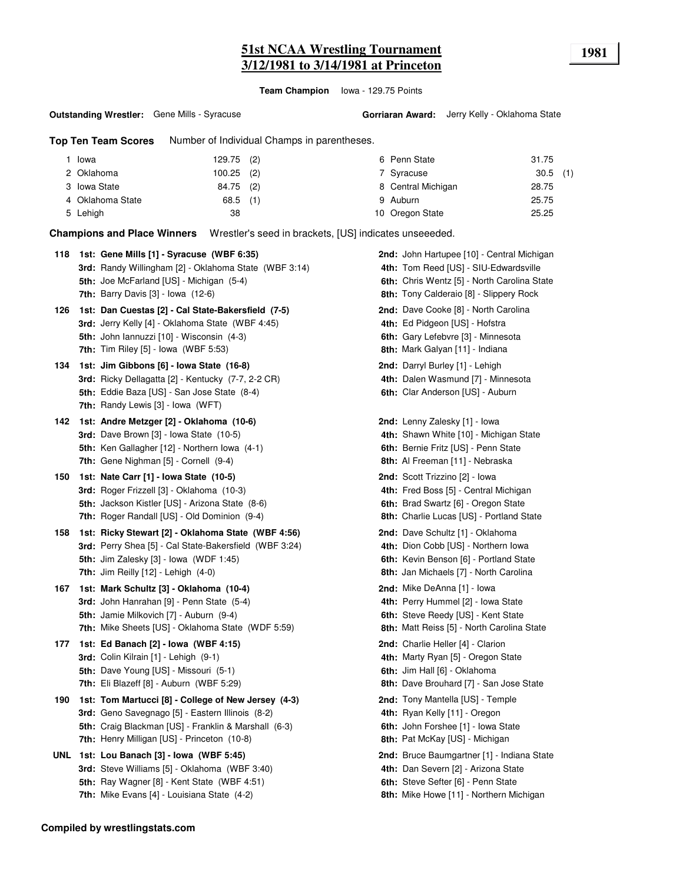# 51st NCAA Wrestling Tournament
# 3/12/1981 to 3/14/1981 at Princeton

**1981**

**Team Champion** Iowa - 129.75 Points

**Outstanding Wrestler:** Gene Mills - Syracuse

**Gorriaran Award:** Jerry Kelly - Oklahoma State

**Top Ten Team Scores** Number of Individual Champs in parentheses.

| | | | | | | | |
|---|---|---|---|---|---|---|---|
| 1 | Iowa | 129.75 | (2) | 6 | Penn State | 31.75 | |
| 2 | Oklahoma | 100.25 | (2) | 7 | Syracuse | 30.5 | (1) |
| 3 | Iowa State | 84.75 | (2) | 8 | Central Michigan | 28.75 | |
| 4 | Oklahoma State | 68.5 | (1) | 9 | Auburn | 25.75 | |
| 5 | Lehigh | 38 | | 10 | Oregon State | 25.25 | |

**Champions and Place Winners** Wrestler's seed in brackets, [US] indicates unseeeded.

**118**
- **1st: Gene Mills [1] - Syracuse (WBF 6:35)**
- **2nd:** John Hartupee [10] - Central Michigan
- **3rd:** Randy Willingham [2] - Oklahoma State (WBF 3:14)
- **4th:** Tom Reed [US] - SIU-Edwardsville
- **5th:** Joe McFarland [US] - Michigan (5-4)
- **6th:** Chris Wentz [5] - North Carolina State
- **7th:** Barry Davis [3] - Iowa (12-6)
- **8th:** Tony Calderaio [8] - Slippery Rock

**126**
- **1st: Dan Cuestas [2] - Cal State-Bakersfield (7-5)**
- **2nd:** Dave Cooke [8] - North Carolina
- **3rd:** Jerry Kelly [4] - Oklahoma State (WBF 4:45)
- **4th:** Ed Pidgeon [US] - Hofstra
- **5th:** John Iannuzzi [10] - Wisconsin (4-3)
- **6th:** Gary Lefebvre [3] - Minnesota
- **7th:** Tim Riley [5] - Iowa (WBF 5:53)
- **8th:** Mark Galyan [11] - Indiana

**134**
- **1st: Jim Gibbons [6] - Iowa State (16-8)**
- **2nd:** Darryl Burley [1] - Lehigh
- **3rd:** Ricky Dellagatta [2] - Kentucky (7-7, 2-2 CR)
- **4th:** Dalen Wasmund [7] - Minnesota
- **5th:** Eddie Baza [US] - San Jose State (8-4)
- **6th:** Clar Anderson [US] - Auburn
- **7th:** Randy Lewis [3] - Iowa (WFT)

**142**
- **1st: Andre Metzger [2] - Oklahoma (10-6)**
- **2nd:** Lenny Zalesky [1] - Iowa
- **3rd:** Dave Brown [3] - Iowa State (10-5)
- **4th:** Shawn White [10] - Michigan State
- **5th:** Ken Gallagher [12] - Northern Iowa (4-1)
- **6th:** Bernie Fritz [US] - Penn State
- **7th:** Gene Nighman [5] - Cornell (9-4)
- **8th:** Al Freeman [11] - Nebraska

**150**
- **1st: Nate Carr [1] - Iowa State (10-5)**
- **2nd:** Scott Trizzino [2] - Iowa
- **3rd:** Roger Frizzell [3] - Oklahoma (10-3)
- **4th:** Fred Boss [5] - Central Michigan
- **5th:** Jackson Kistler [US] - Arizona State (8-6)
- **6th:** Brad Swartz [6] - Oregon State
- **7th:** Roger Randall [US] - Old Dominion (9-4)
- **8th:** Charlie Lucas [US] - Portland State

**158**
- **1st: Ricky Stewart [2] - Oklahoma State (WBF 4:56)**
- **2nd:** Dave Schultz [1] - Oklahoma
- **3rd:** Perry Shea [5] - Cal State-Bakersfield (WBF 3:24)
- **4th:** Dion Cobb [US] - Northern Iowa
- **5th:** Jim Zalesky [3] - Iowa (WDF 1:45)
- **6th:** Kevin Benson [6] - Portland State
- **7th:** Jim Reilly [12] - Lehigh (4-0)
- **8th:** Jan Michaels [7] - North Carolina

**167**
- **1st: Mark Schultz [3] - Oklahoma (10-4)**
- **2nd:** Mike DeAnna [1] - Iowa
- **3rd:** John Hanrahan [9] - Penn State (5-4)
- **4th:** Perry Hummel [2] - Iowa State
- **5th:** Jamie Milkovich [7] - Auburn (9-4)
- **6th:** Steve Reedy [US] - Kent State
- **7th:** Mike Sheets [US] - Oklahoma State (WDF 5:59)
- **8th:** Matt Reiss [5] - North Carolina State

**177**
- **1st: Ed Banach [2] - Iowa (WBF 4:15)**
- **2nd:** Charlie Heller [4] - Clarion
- **3rd:** Colin Kilrain [1] - Lehigh (9-1)
- **4th:** Marty Ryan [5] - Oregon State
- **5th:** Dave Young [US] - Missouri (5-1)
- **6th:** Jim Hall [6] - Oklahoma
- **7th:** Eli Blazeff [8] - Auburn (WBF 5:29)
- **8th:** Dave Brouhard [7] - San Jose State

**190**
- **1st: Tom Martucci [8] - College of New Jersey (4-3)**
- **2nd:** Tony Mantella [US] - Temple
- **3rd:** Geno Savegnago [5] - Eastern Illinois (8-2)
- **4th:** Ryan Kelly [11] - Oregon
- **5th:** Craig Blackman [US] - Franklin & Marshall (6-3)
- **6th:** John Forshee [1] - Iowa State
- **7th:** Henry Milligan [US] - Princeton (10-8)
- **8th:** Pat McKay [US] - Michigan

**UNL**
- **1st: Lou Banach [3] - Iowa (WBF 5:45)**
- **2nd:** Bruce Baumgartner [1] - Indiana State
- **3rd:** Steve Williams [5] - Oklahoma (WBF 3:40)
- **4th:** Dan Severn [2] - Arizona State
- **5th:** Ray Wagner [8] - Kent State (WBF 4:51)
- **6th:** Steve Sefter [6] - Penn State
- **7th:** Mike Evans [4] - Louisiana State (4-2)
- **8th:** Mike Howe [11] - Northern Michigan

**Compiled by wrestlingstats.com**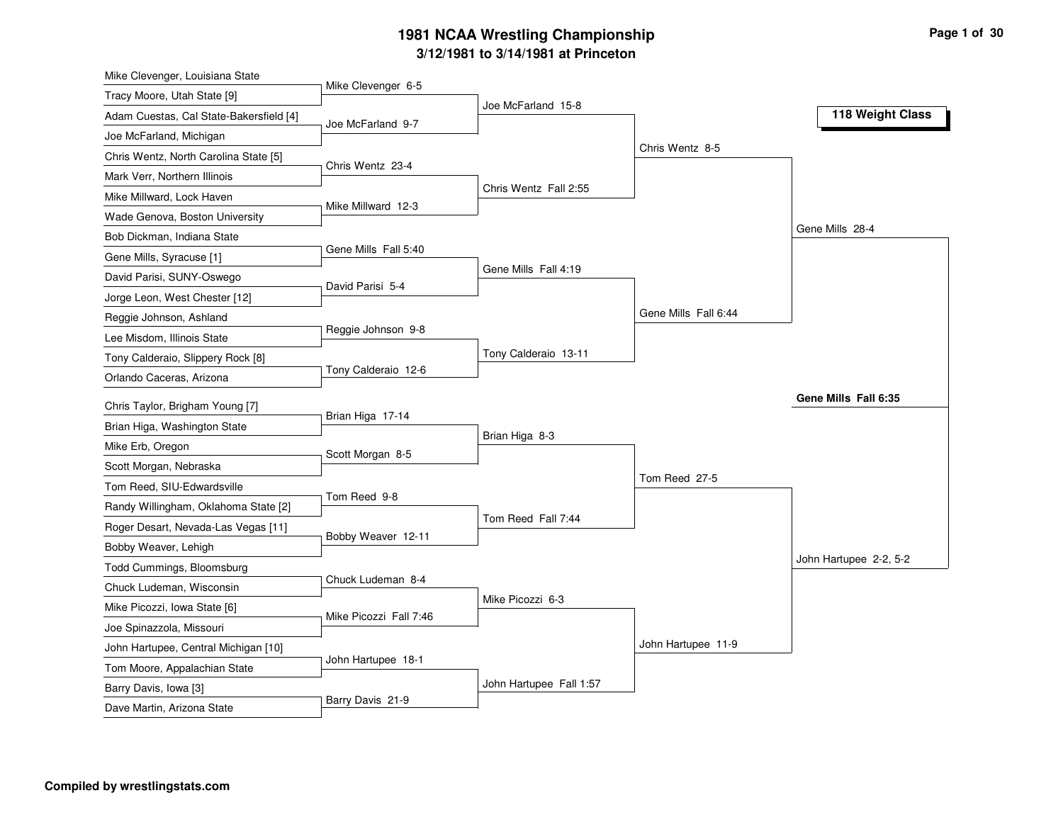# 1981 NCAA Wrestling Championship

## 3/12/1981 to 3/14/1981 at Princeton

**118 Weight Class**

Mike Clevenger, Louisiana State
Tracy Moore, Utah State [9]
Adam Cuestas, Cal State-Bakersfield [4]
Joe McFarland, Michigan
Chris Wentz, North Carolina State [5]
Mark Verr, Northern Illinois
Mike Millward, Lock Haven
Wade Genova, Boston University
Bob Dickman, Indiana State
Gene Mills, Syracuse [1]
David Parisi, SUNY-Oswego
Jorge Leon, West Chester [12]
Reggie Johnson, Ashland
Lee Misdom, Illinois State
Tony Calderaio, Slippery Rock [8]
Orlando Caceras, Arizona

Chris Taylor, Brigham Young [7]
Brian Higa, Washington State
Mike Erb, Oregon
Scott Morgan, Nebraska
Tom Reed, SIU-Edwardsville
Randy Willingham, Oklahoma State [2]
Roger Desart, Nevada-Las Vegas [11]
Bobby Weaver, Lehigh
Todd Cummings, Bloomsburg
Chuck Ludeman, Wisconsin
Mike Picozzi, Iowa State [6]
Joe Spinazzola, Missouri
John Hartupee, Central Michigan [10]
Tom Moore, Appalachian State
Barry Davis, Iowa [3]
Dave Martin, Arizona State

**First Round**

Mike Clevenger 6-5
Joe McFarland 9-7
Chris Wentz 23-4
Mike Millward 12-3
Gene Mills Fall 5:40
David Parisi 5-4
Reggie Johnson 9-8
Tony Calderaio 12-6
Brian Higa 17-14
Scott Morgan 8-5
Tom Reed 9-8
Bobby Weaver 12-11
Chuck Ludeman 8-4
Mike Picozzi Fall 7:46
John Hartupee 18-1
Barry Davis 21-9

**Second Round**

Joe McFarland 15-8
Chris Wentz Fall 2:55
Gene Mills Fall 4:19
Tony Calderaio 13-11
Brian Higa 8-3
Tom Reed Fall 7:44
Mike Picozzi 6-3
John Hartupee Fall 1:57

**Quarterfinals**

Chris Wentz 8-5
Gene Mills Fall 6:44
Tom Reed 27-5
John Hartupee 11-9

**Semifinals**

Gene Mills 28-4
John Hartupee 2-2, 5-2

**Championship**

**Gene Mills Fall 6:35**

**Compiled by wrestlingstats.com**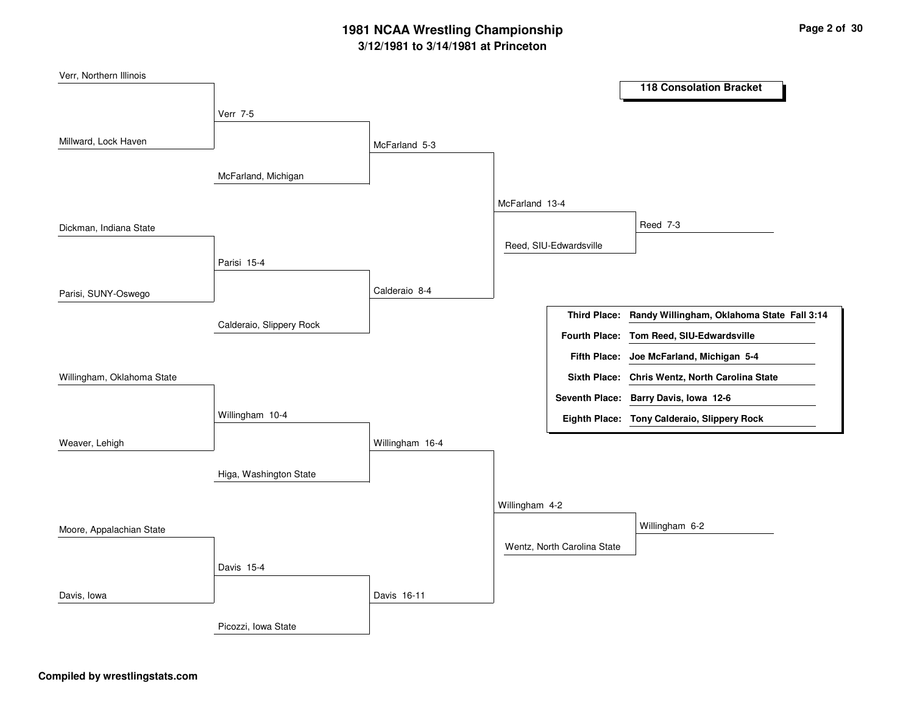# 1981 NCAA Wrestling Championship

## 3/12/1981 to 3/14/1981 at Princeton

### 118 Consolation Bracket

Verr, Northern Illinois

Verr 7-5

Millward, Lock Haven

McFarland 5-3

McFarland, Michigan

McFarland 13-4

Dickman, Indiana State

Reed 7-3

Reed, SIU-Edwardsville

Parisi 15-4

Parisi, SUNY-Oswego

Calderaio 8-4

Calderaio, Slippery Rock

Willingham, Oklahoma State

Willingham 10-4

Weaver, Lehigh

Willingham 16-4

Higa, Washington State

Willingham 4-2

Moore, Appalachian State

Willingham 6-2

Wentz, North Carolina State

Davis 15-4

Davis, Iowa

Davis 16-11

Picozzi, Iowa State

| | |
|---|---|
| **Third Place:** | **Randy Willingham, Oklahoma State Fall 3:14** |
| **Fourth Place:** | **Tom Reed, SIU-Edwardsville** |
| **Fifth Place:** | **Joe McFarland, Michigan 5-4** |
| **Sixth Place:** | **Chris Wentz, North Carolina State** |
| **Seventh Place:** | **Barry Davis, Iowa 12-6** |
| **Eighth Place:** | **Tony Calderaio, Slippery Rock** |

**Compiled by wrestlingstats.com**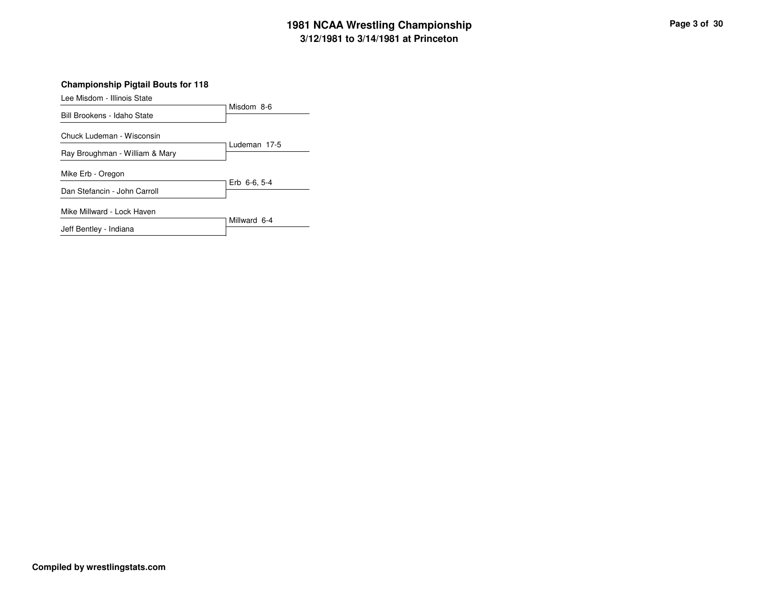### Championship Pigtail Bouts for 118

| Wrestlers | Result |
| --- | --- |
| Lee Misdom - Illinois State<br>Bill Brookens - Idaho State | Misdom 8-6 |
| Chuck Ludeman - Wisconsin<br>Ray Broughman - William & Mary | Ludeman 17-5 |
| Mike Erb - Oregon<br>Dan Stefancin - John Carroll | Erb 6-6, 5-4 |
| Mike Millward - Lock Haven<br>Jeff Bentley - Indiana | Millward 6-4 |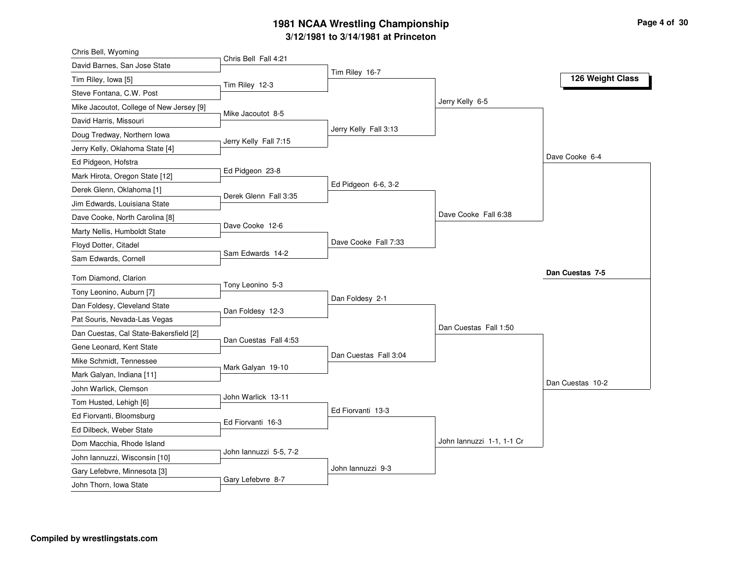# 1981 NCAA Wrestling Championship

## 3/12/1981 to 3/14/1981 at Princeton

### 126 Weight Class

**First Round**

- Chris Bell, Wyoming vs David Barnes, San Jose State — Chris Bell Fall 4:21
- Tim Riley, Iowa [5] vs Steve Fontana, C.W. Post — Tim Riley 12-3
- Mike Jacoutot, College of New Jersey [9] vs David Harris, Missouri — Mike Jacoutot 8-5
- Doug Tredway, Northern Iowa vs Jerry Kelly, Oklahoma State [4] — Jerry Kelly Fall 7:15
- Ed Pidgeon, Hofstra vs Mark Hirota, Oregon State [12] — Ed Pidgeon 23-8
- Derek Glenn, Oklahoma [1] vs Jim Edwards, Louisiana State — Derek Glenn Fall 3:35
- Dave Cooke, North Carolina [8] vs Marty Nellis, Humboldt State — Dave Cooke 12-6
- Floyd Dotter, Citadel vs Sam Edwards, Cornell — Sam Edwards 14-2
- Tom Diamond, Clarion vs Tony Leonino, Auburn [7] — Tony Leonino 5-3
- Dan Foldesy, Cleveland State vs Pat Souris, Nevada-Las Vegas — Dan Foldesy 12-3
- Dan Cuestas, Cal State-Bakersfield [2] vs Gene Leonard, Kent State — Dan Cuestas Fall 4:53
- Mike Schmidt, Tennessee vs Mark Galyan, Indiana [11] — Mark Galyan 19-10
- John Warlick, Clemson vs Tom Husted, Lehigh [6] — John Warlick 13-11
- Ed Fiorvanti, Bloomsburg vs Ed Dilbeck, Weber State — Ed Fiorvanti 16-3
- Dom Macchia, Rhode Island vs John Iannuzzi, Wisconsin [10] — John Iannuzzi 5-5, 7-2
- Gary Lefebvre, Minnesota [3] vs John Thorn, Iowa State — Gary Lefebvre 8-7

**Second Round**

- Tim Riley 16-7
- Jerry Kelly Fall 3:13
- Ed Pidgeon 6-6, 3-2
- Dave Cooke Fall 7:33
- Dan Foldesy 2-1
- Dan Cuestas Fall 3:04
- Ed Fiorvanti 13-3
- John Iannuzzi 9-3

**Quarterfinals**

- Jerry Kelly 6-5
- Dave Cooke Fall 6:38
- Dan Cuestas Fall 1:50
- John Iannuzzi 1-1, 1-1 Cr

**Semifinals**

- Dave Cooke 6-4
- Dan Cuestas 10-2

**Final**

- **Dan Cuestas 7-5**

**Compiled by wrestlingstats.com**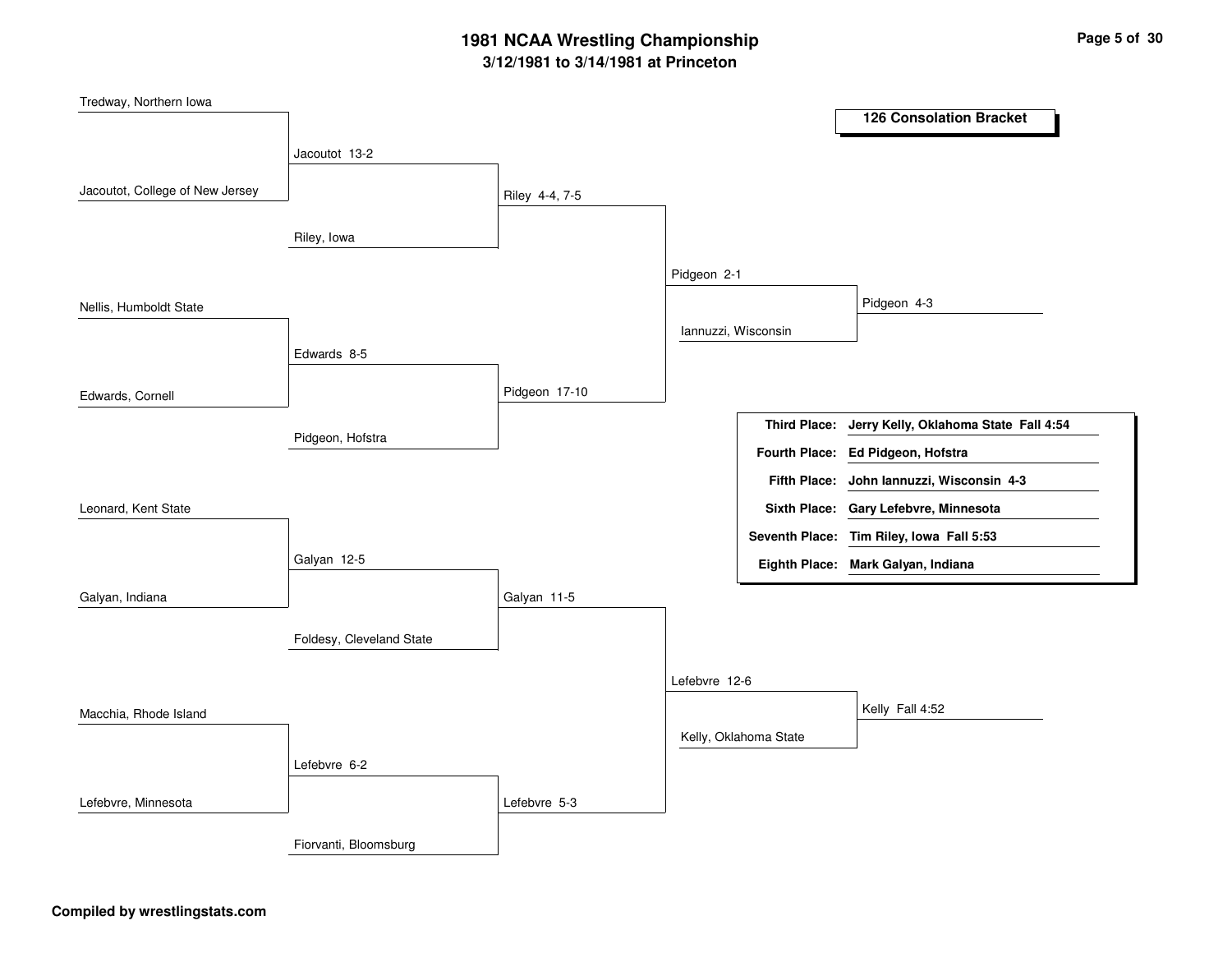# 1981 NCAA Wrestling Championship

## 3/12/1981 to 3/14/1981 at Princeton

### 126 Consolation Bracket

Tredway, Northern Iowa

Jacoutot, College of New Jersey

Jacoutot 13-2

Riley, Iowa

Riley 4-4, 7-5

Nellis, Humboldt State

Edwards, Cornell

Edwards 8-5

Pidgeon, Hofstra

Pidgeon 17-10

Pidgeon 2-1

Iannuzzi, Wisconsin

Pidgeon 4-3

Leonard, Kent State

Galyan, Indiana

Galyan 12-5

Foldesy, Cleveland State

Galyan 11-5

Macchia, Rhode Island

Lefebvre, Minnesota

Lefebvre 6-2

Fiorvanti, Bloomsburg

Lefebvre 5-3

Lefebvre 12-6

Kelly, Oklahoma State

Kelly Fall 4:52

| | |
|---|---|
| **Third Place:** | **Jerry Kelly, Oklahoma State Fall 4:54** |
| **Fourth Place:** | **Ed Pidgeon, Hofstra** |
| **Fifth Place:** | **John Iannuzzi, Wisconsin 4-3** |
| **Sixth Place:** | **Gary Lefebvre, Minnesota** |
| **Seventh Place:** | **Tim Riley, Iowa Fall 5:53** |
| **Eighth Place:** | **Mark Galyan, Indiana** |

**Compiled by wrestlingstats.com**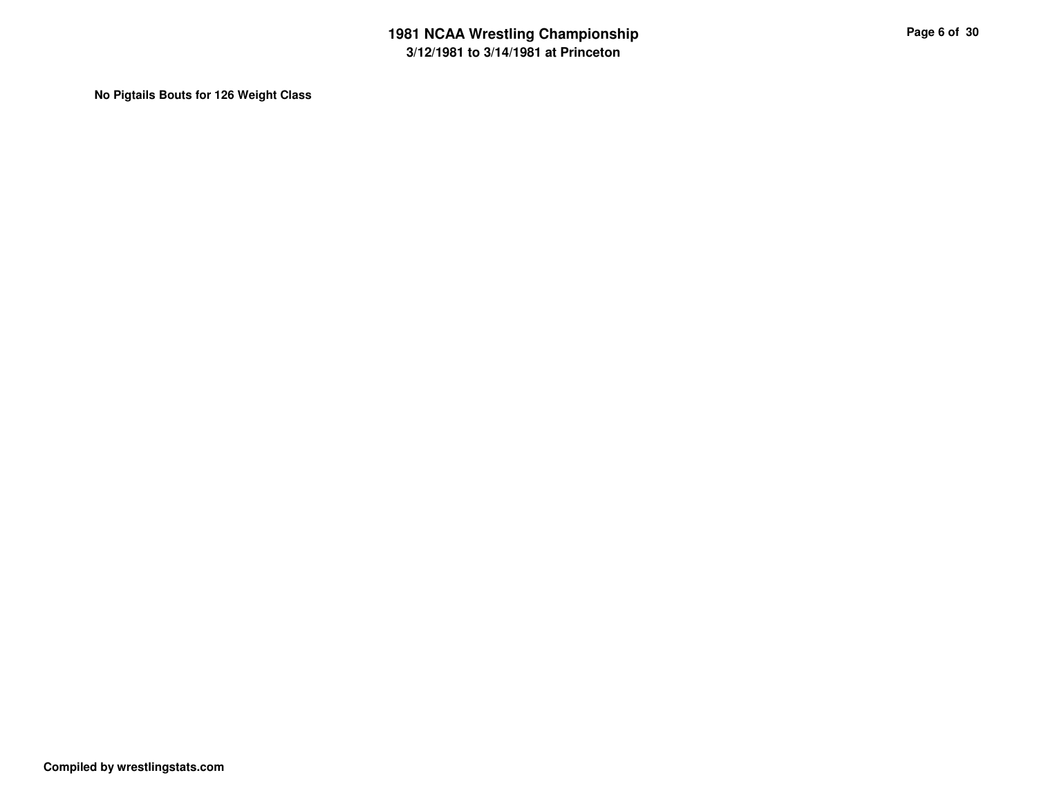**No Pigtails Bouts for 126 Weight Class**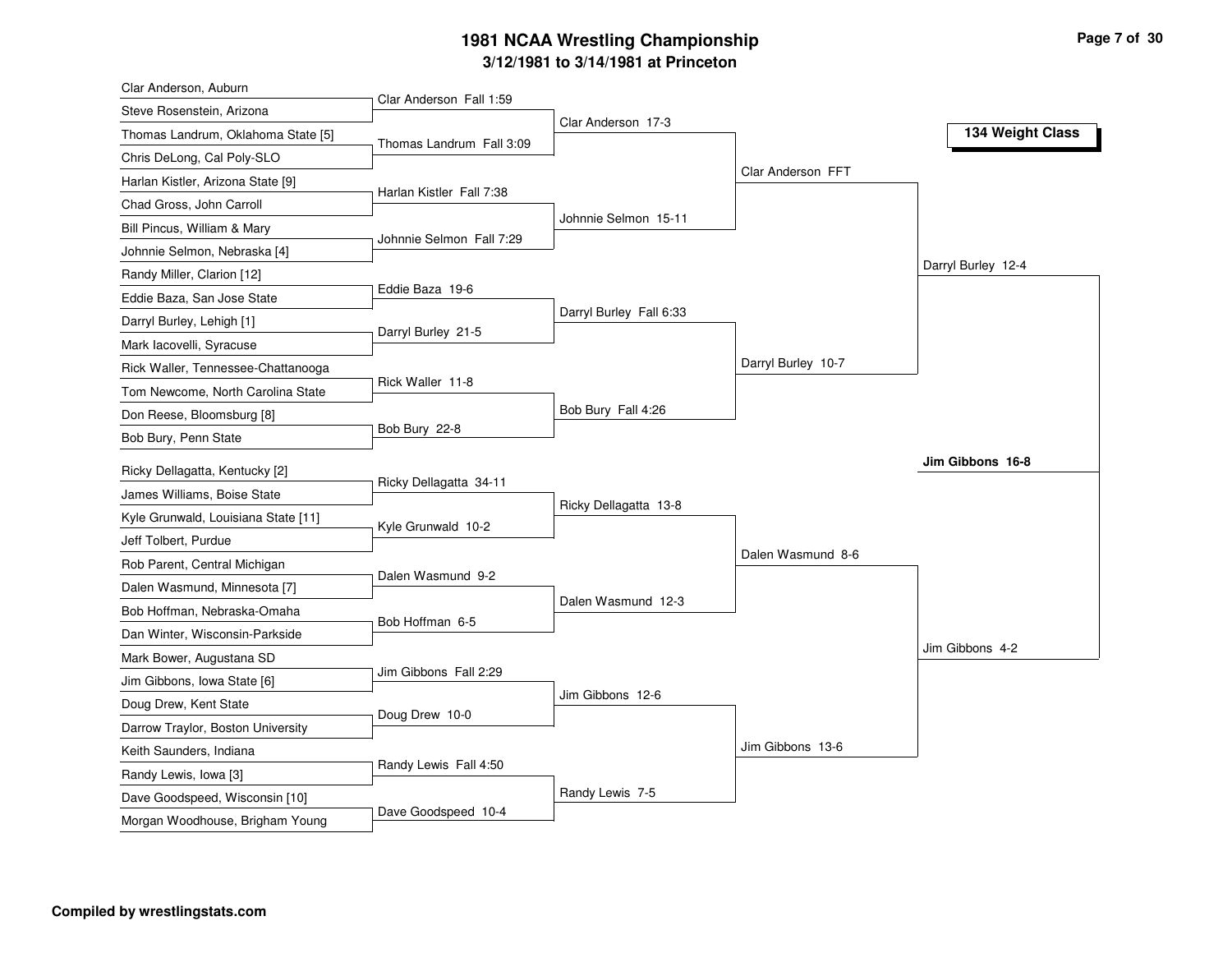# 1981 NCAA Wrestling Championship

## 3/12/1981 to 3/14/1981 at Princeton

### 134 Weight Class

**First Round**

- Clar Anderson, Auburn vs. Steve Rosenstein, Arizona — Clar Anderson Fall 1:59
- Thomas Landrum, Oklahoma State [5] vs. Chris DeLong, Cal Poly-SLO — Thomas Landrum Fall 3:09
- Harlan Kistler, Arizona State [9] vs. Chad Gross, John Carroll — Harlan Kistler Fall 7:38
- Bill Pincus, William & Mary vs. Johnnie Selmon, Nebraska [4] — Johnnie Selmon Fall 7:29
- Randy Miller, Clarion [12] vs. Eddie Baza, San Jose State — Eddie Baza 19-6
- Darryl Burley, Lehigh [1] vs. Mark Iacovelli, Syracuse — Darryl Burley 21-5
- Rick Waller, Tennessee-Chattanooga vs. Tom Newcome, North Carolina State — Rick Waller 11-8
- Don Reese, Bloomsburg [8] vs. Bob Bury, Penn State — Bob Bury 22-8
- Ricky Dellagatta, Kentucky [2] vs. James Williams, Boise State — Ricky Dellagatta 34-11
- Kyle Grunwald, Louisiana State [11] vs. Jeff Tolbert, Purdue — Kyle Grunwald 10-2
- Rob Parent, Central Michigan vs. Dalen Wasmund, Minnesota [7] — Dalen Wasmund 9-2
- Bob Hoffman, Nebraska-Omaha vs. Dan Winter, Wisconsin-Parkside — Bob Hoffman 6-5
- Mark Bower, Augustana SD vs. Jim Gibbons, Iowa State [6] — Jim Gibbons Fall 2:29
- Doug Drew, Kent State vs. Darrow Traylor, Boston University — Doug Drew 10-0
- Keith Saunders, Indiana vs. Randy Lewis, Iowa [3] — Randy Lewis Fall 4:50
- Dave Goodspeed, Wisconsin [10] vs. Morgan Woodhouse, Brigham Young — Dave Goodspeed 10-4

**Second Round**

- Clar Anderson 17-3
- Johnnie Selmon 15-11
- Darryl Burley Fall 6:33
- Bob Bury Fall 4:26
- Ricky Dellagatta 13-8
- Dalen Wasmund 12-3
- Jim Gibbons 12-6
- Randy Lewis 7-5

**Quarterfinals**

- Clar Anderson FFT
- Darryl Burley 10-7
- Dalen Wasmund 8-6
- Jim Gibbons 13-6

**Semifinals**

- Darryl Burley 12-4
- Jim Gibbons 4-2

**Final**

- **Jim Gibbons 16-8**

Compiled by wrestlingstats.com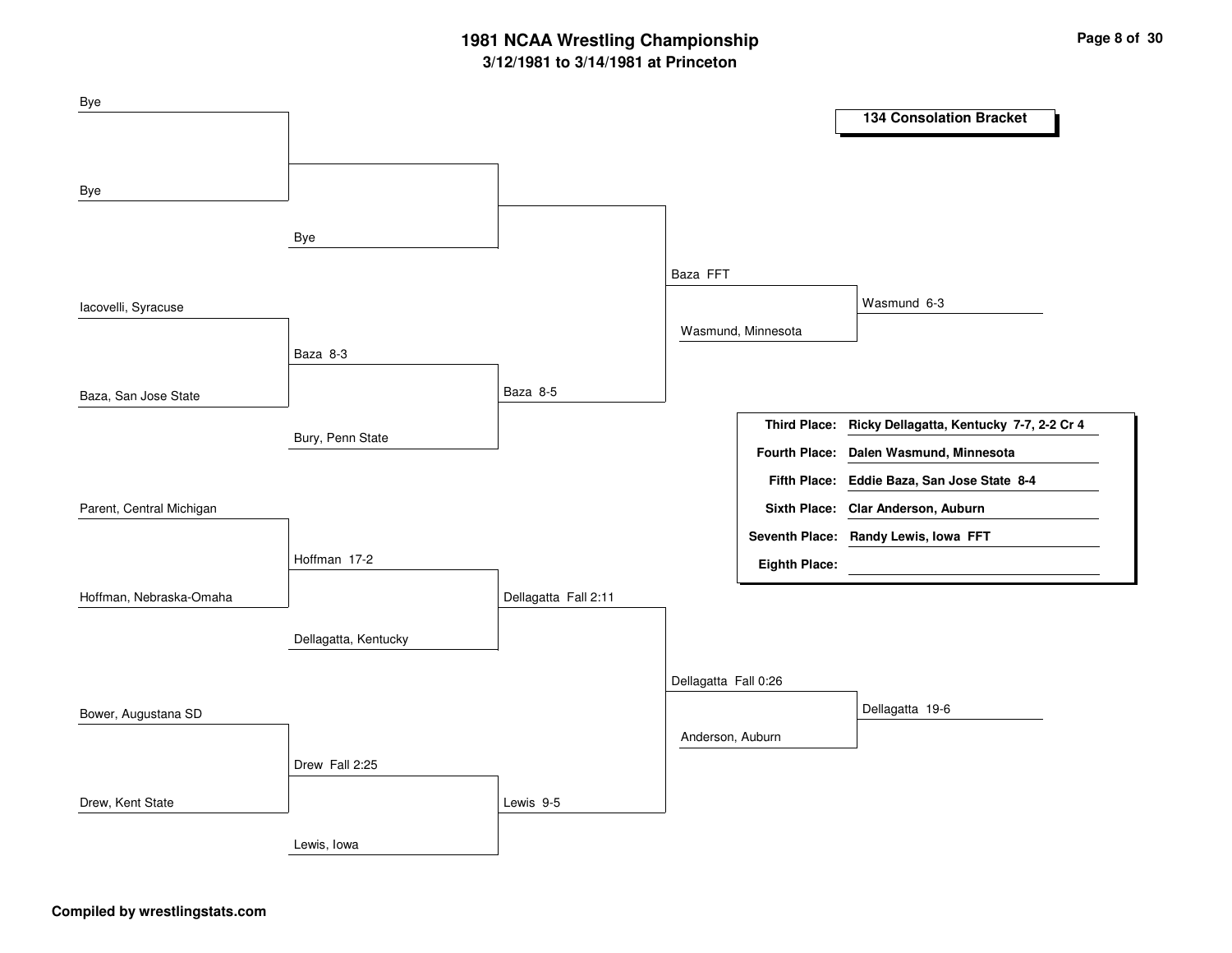# 1981 NCAA Wrestling Championship

## 3/12/1981 to 3/14/1981 at Princeton

### 134 Consolation Bracket

**First Round**

- Bye vs. Bye
- Iacovelli, Syracuse vs. Baza, San Jose State — Baza 8-3
- Parent, Central Michigan vs. Hoffman, Nebraska-Omaha — Hoffman 17-2
- Bower, Augustana SD vs. Drew, Kent State — Drew Fall 2:25

**Second Round**

- Bye vs. Bye
- Baza vs. Bury, Penn State — Baza 8-5
- Hoffman vs. Dellagatta, Kentucky — Dellagatta Fall 2:11
- Drew vs. Lewis, Iowa — Lewis 9-5

**Third Round**

- Baza FFT
- Dellagatta Fall 0:26

**Fourth Round**

- Baza vs. Wasmund, Minnesota — Wasmund 6-3
- Dellagatta vs. Anderson, Auburn — Dellagatta 19-6

| Place | Wrestler |
| --- | --- |
| **Third Place:** | **Ricky Dellagatta, Kentucky 7-7, 2-2 Cr 4** |
| **Fourth Place:** | **Dalen Wasmund, Minnesota** |
| **Fifth Place:** | **Eddie Baza, San Jose State 8-4** |
| **Sixth Place:** | **Clar Anderson, Auburn** |
| **Seventh Place:** | **Randy Lewis, Iowa FFT** |
| **Eighth Place:** | |

**Compiled by wrestlingstats.com**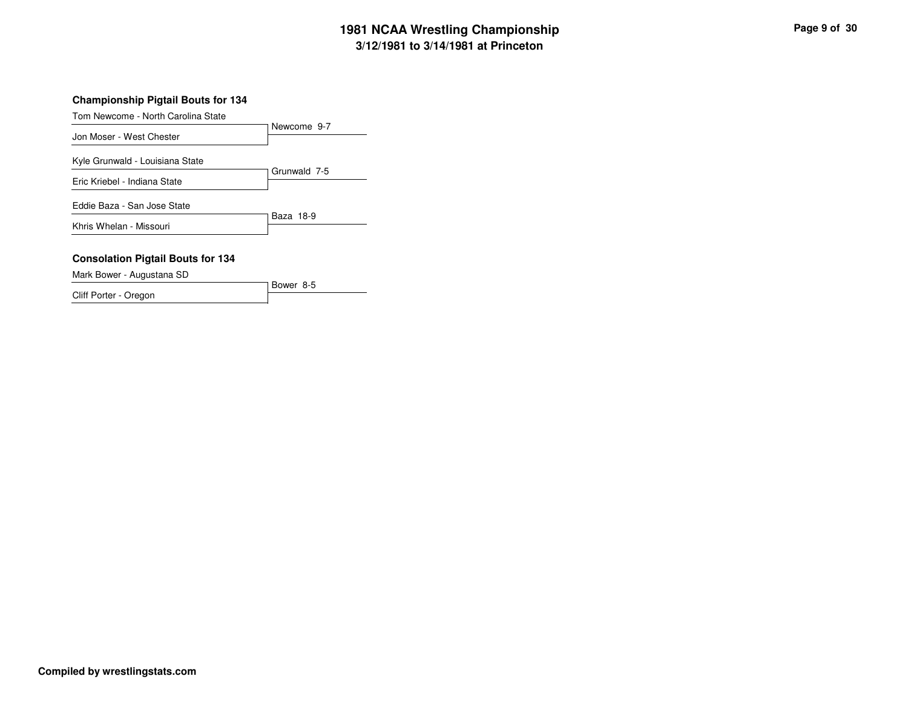## Championship Pigtail Bouts for 134

| Wrestlers | Result |
| --- | --- |
| Tom Newcome - North Carolina State<br>Jon Moser - West Chester | Newcome 9-7 |
| Kyle Grunwald - Louisiana State<br>Eric Kriebel - Indiana State | Grunwald 7-5 |
| Eddie Baza - San Jose State<br>Khris Whelan - Missouri | Baza 18-9 |

## Consolation Pigtail Bouts for 134

| Wrestlers | Result |
| --- | --- |
| Mark Bower - Augustana SD<br>Cliff Porter - Oregon | Bower 8-5 |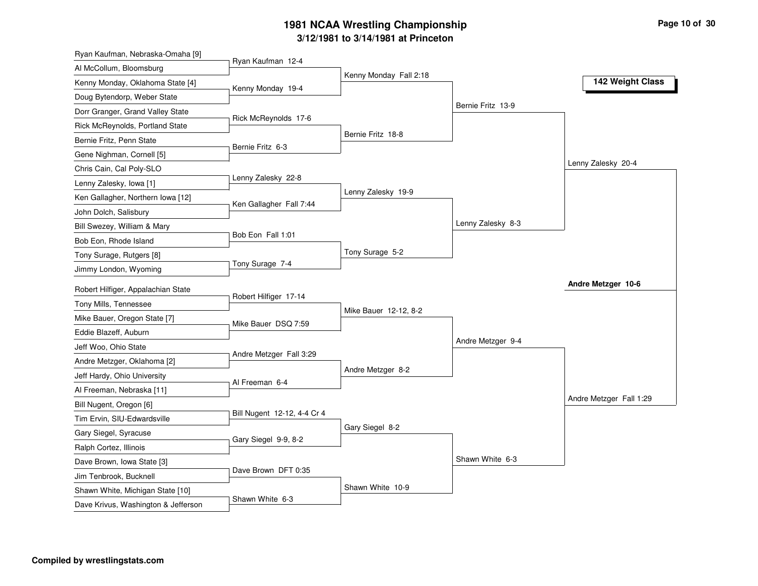# 1981 NCAA Wrestling Championship

## 3/12/1981 to 3/14/1981 at Princeton

**142 Weight Class**

### First Round

- Ryan Kaufman, Nebraska-Omaha [9] vs Al McCollum, Bloomsburg — Ryan Kaufman 12-4
- Kenny Monday, Oklahoma State [4] vs Doug Bytendorp, Weber State — Kenny Monday 19-4
- Dorr Granger, Grand Valley State vs Rick McReynolds, Portland State — Rick McReynolds 17-6
- Bernie Fritz, Penn State vs Gene Nighman, Cornell [5] — Bernie Fritz 6-3
- Chris Cain, Cal Poly-SLO vs Lenny Zalesky, Iowa [1] — Lenny Zalesky 22-8
- Ken Gallagher, Northern Iowa [12] vs John Dolch, Salisbury — Ken Gallagher Fall 7:44
- Bill Swezey, William & Mary vs Bob Eon, Rhode Island — Bob Eon Fall 1:01
- Tony Surage, Rutgers [8] vs Jimmy London, Wyoming — Tony Surage 7-4
- Robert Hilfiger, Appalachian State vs Tony Mills, Tennessee — Robert Hilfiger 17-14
- Mike Bauer, Oregon State [7] vs Eddie Blazeff, Auburn — Mike Bauer DSQ 7:59
- Jeff Woo, Ohio State vs Andre Metzger, Oklahoma [2] — Andre Metzger Fall 3:29
- Jeff Hardy, Ohio University vs Al Freeman, Nebraska [11] — Al Freeman 6-4
- Bill Nugent, Oregon [6] vs Tim Ervin, SIU-Edwardsville — Bill Nugent 12-12, 4-4 Cr 4
- Gary Siegel, Syracuse vs Ralph Cortez, Illinois — Gary Siegel 9-9, 8-2
- Dave Brown, Iowa State [3] vs Jim Tenbrook, Bucknell — Dave Brown DFT 0:35
- Shawn White, Michigan State [10] vs Dave Krivus, Washington & Jefferson — Shawn White 6-3

### Second Round

- Kenny Monday Fall 2:18
- Bernie Fritz 18-8
- Lenny Zalesky 19-9
- Tony Surage 5-2
- Mike Bauer 12-12, 8-2
- Andre Metzger 8-2
- Gary Siegel 8-2
- Shawn White 10-9

### Quarterfinals

- Bernie Fritz 13-9
- Lenny Zalesky 8-3
- Andre Metzger 9-4
- Shawn White 6-3

### Semifinals

- Lenny Zalesky 20-4
- Andre Metzger Fall 1:29

### Final

**Andre Metzger 10-6**

**Compiled by wrestlingstats.com**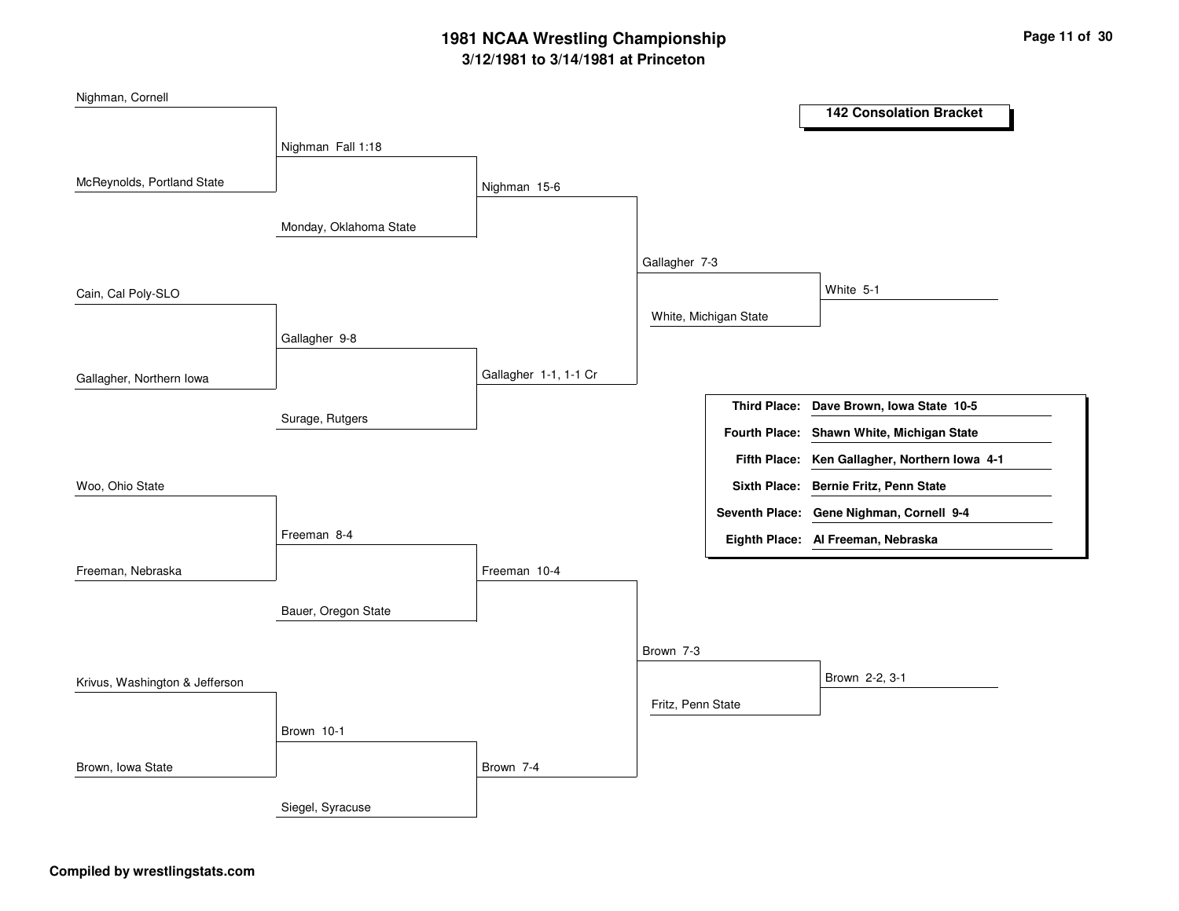# 1981 NCAA Wrestling Championship

## 3/12/1981 to 3/14/1981 at Princeton

### 142 Consolation Bracket

Nighman, Cornell

McReynolds, Portland State

Nighman Fall 1:18

Monday, Oklahoma State

Nighman 15-6

Cain, Cal Poly-SLO

Gallagher, Northern Iowa

Gallagher 9-8

Surage, Rutgers

Gallagher 1-1, 1-1 Cr

Gallagher 7-3

White, Michigan State

White 5-1

Woo, Ohio State

Freeman, Nebraska

Freeman 8-4

Bauer, Oregon State

Freeman 10-4

Krivus, Washington & Jefferson

Brown, Iowa State

Brown 10-1

Siegel, Syracuse

Brown 7-4

Brown 7-3

Fritz, Penn State

Brown 2-2, 3-1

| | |
|---|---|
| **Third Place:** | **Dave Brown, Iowa State 10-5** |
| **Fourth Place:** | **Shawn White, Michigan State** |
| **Fifth Place:** | **Ken Gallagher, Northern Iowa 4-1** |
| **Sixth Place:** | **Bernie Fritz, Penn State** |
| **Seventh Place:** | **Gene Nighman, Cornell 9-4** |
| **Eighth Place:** | **Al Freeman, Nebraska** |

**Compiled by wrestlingstats.com**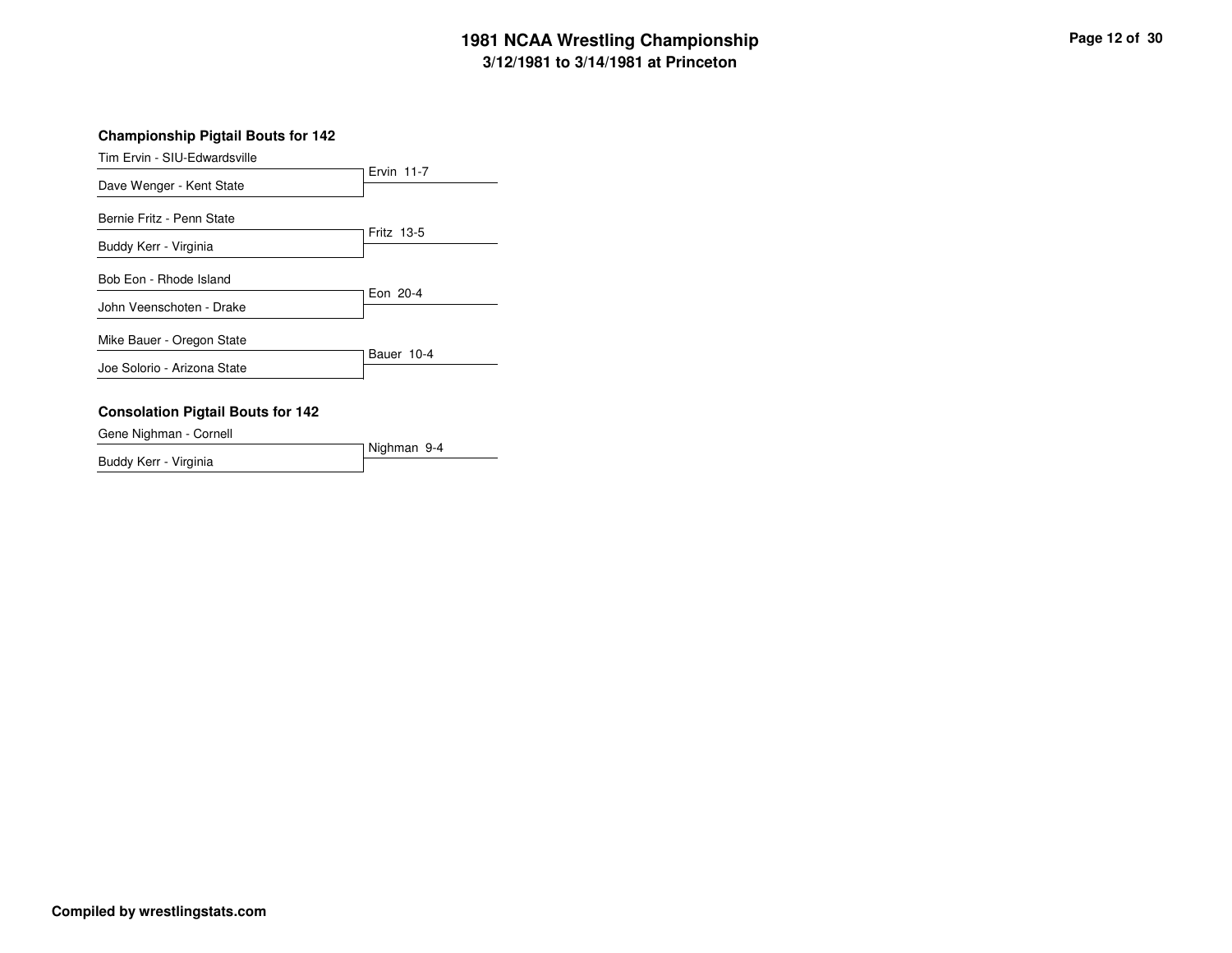### Championship Pigtail Bouts for 142

Tim Ervin - SIU-Edwardsville
Dave Wenger - Kent State
Ervin 11-7

Bernie Fritz - Penn State
Buddy Kerr - Virginia
Fritz 13-5

Bob Eon - Rhode Island
John Veenschoten - Drake
Eon 20-4

Mike Bauer - Oregon State
Joe Solorio - Arizona State
Bauer 10-4

### Consolation Pigtail Bouts for 142

Gene Nighman - Cornell
Buddy Kerr - Virginia
Nighman 9-4

**Compiled by wrestlingstats.com**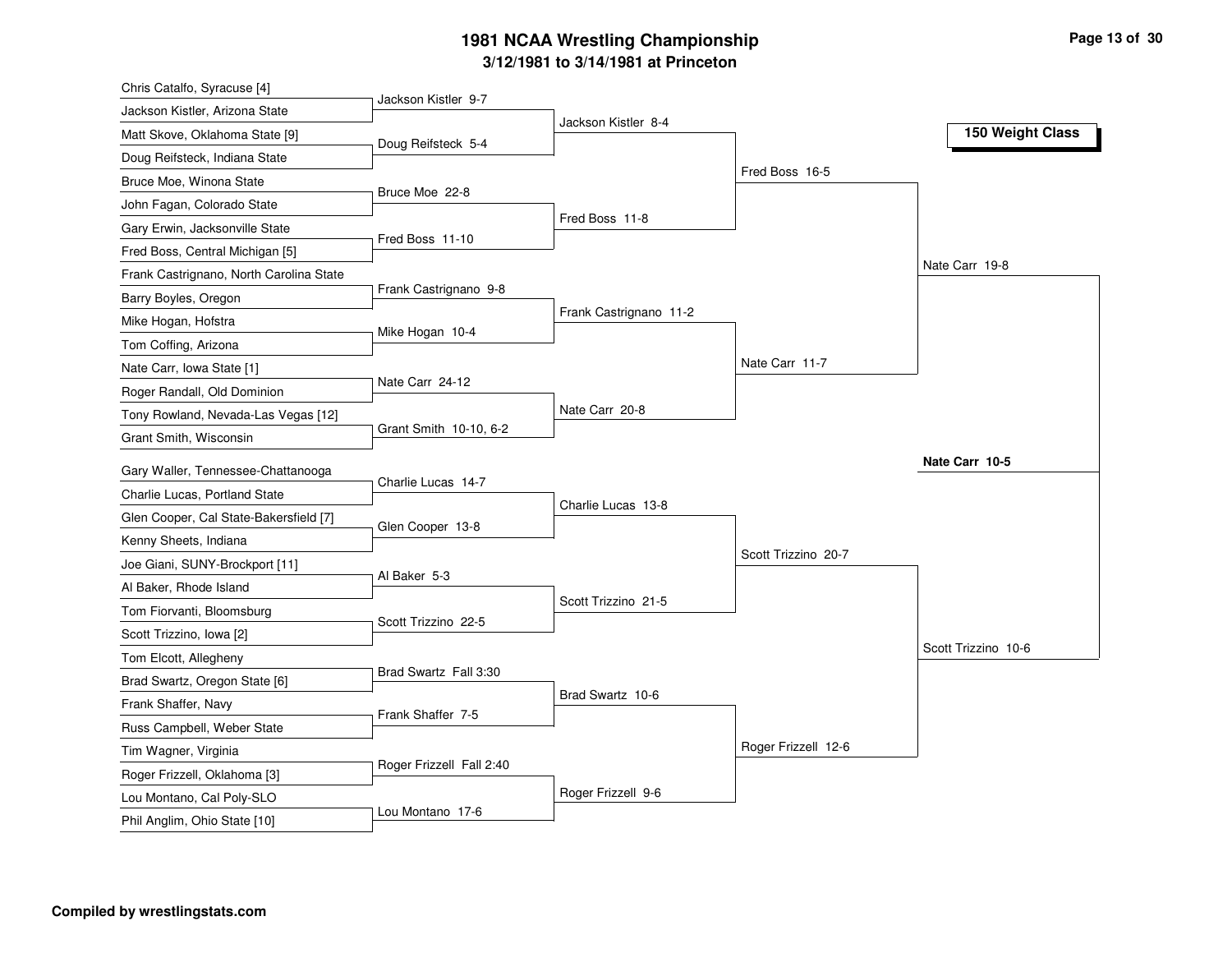# 1981 NCAA Wrestling Championship

## 3/12/1981 to 3/14/1981 at Princeton

**150 Weight Class**

Chris Catalfo, Syracuse [4]
Jackson Kistler, Arizona State
Matt Skove, Oklahoma State [9]
Doug Reifsteck, Indiana State
Bruce Moe, Winona State
John Fagan, Colorado State
Gary Erwin, Jacksonville State
Fred Boss, Central Michigan [5]
Frank Castrignano, North Carolina State
Barry Boyles, Oregon
Mike Hogan, Hofstra
Tom Coffing, Arizona
Nate Carr, Iowa State [1]
Roger Randall, Old Dominion
Tony Rowland, Nevada-Las Vegas [12]
Grant Smith, Wisconsin

Gary Waller, Tennessee-Chattanooga
Charlie Lucas, Portland State
Glen Cooper, Cal State-Bakersfield [7]
Kenny Sheets, Indiana
Joe Giani, SUNY-Brockport [11]
Al Baker, Rhode Island
Tom Fiorvanti, Bloomsburg
Scott Trizzino, Iowa [2]
Tom Elcott, Allegheny
Brad Swartz, Oregon State [6]
Frank Shaffer, Navy
Russ Campbell, Weber State
Tim Wagner, Virginia
Roger Frizzell, Oklahoma [3]
Lou Montano, Cal Poly-SLO
Phil Anglim, Ohio State [10]

First round:
Jackson Kistler 9-7
Doug Reifsteck 5-4
Bruce Moe 22-8
Fred Boss 11-10
Frank Castrignano 9-8
Mike Hogan 10-4
Nate Carr 24-12
Grant Smith 10-10, 6-2
Charlie Lucas 14-7
Glen Cooper 13-8
Al Baker 5-3
Scott Trizzino 22-5
Brad Swartz Fall 3:30
Frank Shaffer 7-5
Roger Frizzell Fall 2:40
Lou Montano 17-6

Second round:
Jackson Kistler 8-4
Fred Boss 11-8
Frank Castrignano 11-2
Nate Carr 20-8
Charlie Lucas 13-8
Scott Trizzino 21-5
Brad Swartz 10-6
Roger Frizzell 9-6

Quarterfinals:
Fred Boss 16-5
Nate Carr 11-7
Scott Trizzino 20-7
Roger Frizzell 12-6

Semifinals:
Nate Carr 19-8
Scott Trizzino 10-6

Final:
**Nate Carr 10-5**

**Compiled by wrestlingstats.com**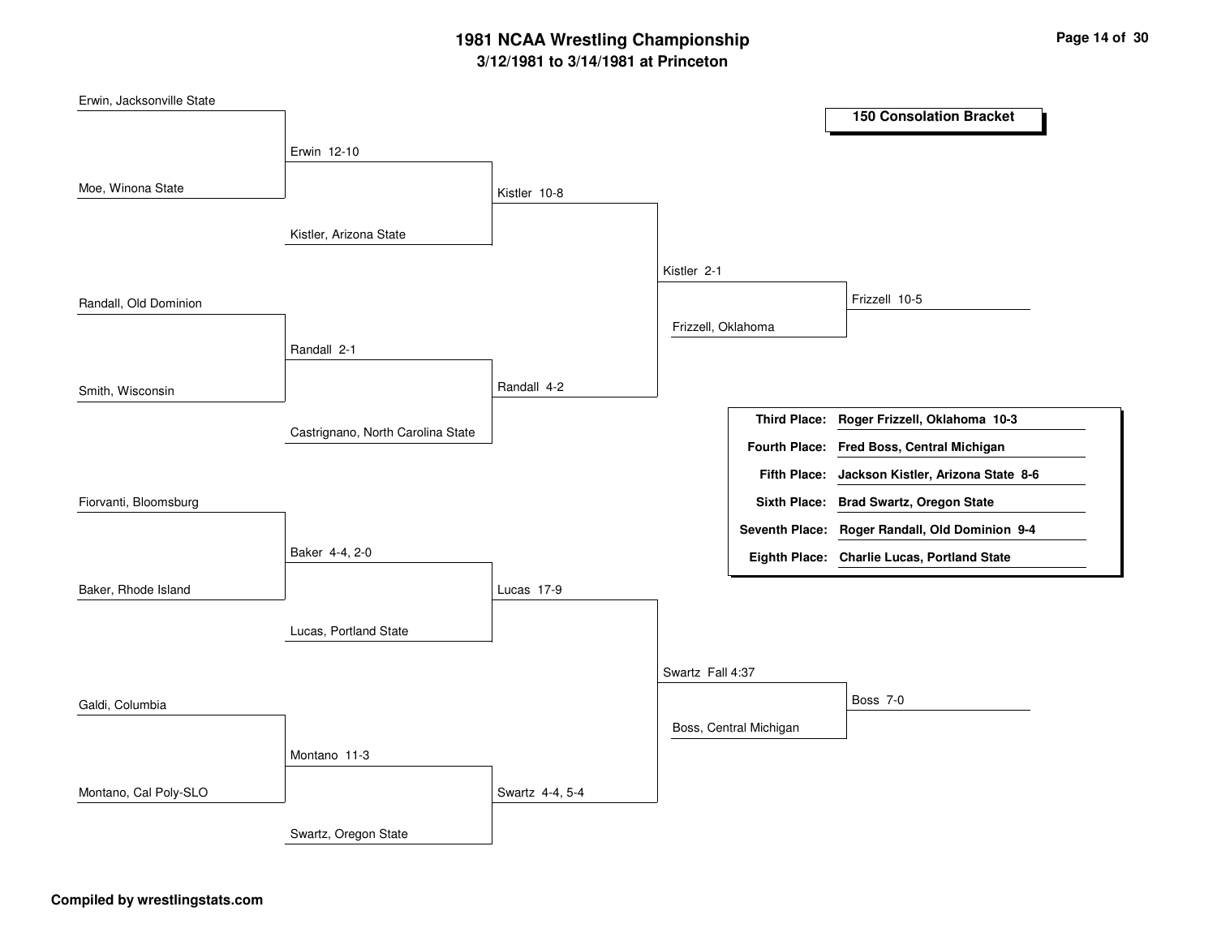# 1981 NCAA Wrestling Championship

## 3/12/1981 to 3/14/1981 at Princeton

### 150 Consolation Bracket

Erwin, Jacksonville State

Moe, Winona State

Erwin 12-10

Kistler, Arizona State

Kistler 10-8

Randall, Old Dominion

Smith, Wisconsin

Randall 2-1

Castrignano, North Carolina State

Randall 4-2

Kistler 2-1

Frizzell, Oklahoma

Frizzell 10-5

Fiorvanti, Bloomsburg

Baker, Rhode Island

Baker 4-4, 2-0

Lucas, Portland State

Lucas 17-9

Galdi, Columbia

Montano, Cal Poly-SLO

Montano 11-3

Swartz, Oregon State

Swartz 4-4, 5-4

Swartz Fall 4:37

Boss, Central Michigan

Boss 7-0

| | |
|---|---|
| **Third Place:** | **Roger Frizzell, Oklahoma 10-3** |
| **Fourth Place:** | **Fred Boss, Central Michigan** |
| **Fifth Place:** | **Jackson Kistler, Arizona State 8-6** |
| **Sixth Place:** | **Brad Swartz, Oregon State** |
| **Seventh Place:** | **Roger Randall, Old Dominion 9-4** |
| **Eighth Place:** | **Charlie Lucas, Portland State** |

**Compiled by wrestlingstats.com**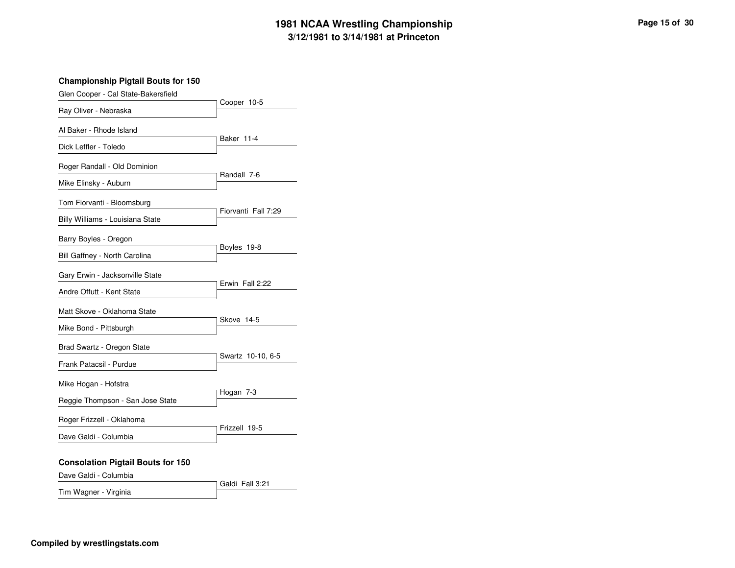## Championship Pigtail Bouts for 150

Glen Cooper - Cal State-Bakersfield
Ray Oliver - Nebraska
Cooper 10-5

Al Baker - Rhode Island
Dick Leffler - Toledo
Baker 11-4

Roger Randall - Old Dominion
Mike Elinsky - Auburn
Randall 7-6

Tom Fiorvanti - Bloomsburg
Billy Williams - Louisiana State
Fiorvanti Fall 7:29

Barry Boyles - Oregon
Bill Gaffney - North Carolina
Boyles 19-8

Gary Erwin - Jacksonville State
Andre Offutt - Kent State
Erwin Fall 2:22

Matt Skove - Oklahoma State
Mike Bond - Pittsburgh
Skove 14-5

Brad Swartz - Oregon State
Frank Patacsil - Purdue
Swartz 10-10, 6-5

Mike Hogan - Hofstra
Reggie Thompson - San Jose State
Hogan 7-3

Roger Frizzell - Oklahoma
Dave Galdi - Columbia
Frizzell 19-5

## Consolation Pigtail Bouts for 150

Dave Galdi - Columbia
Tim Wagner - Virginia
Galdi Fall 3:21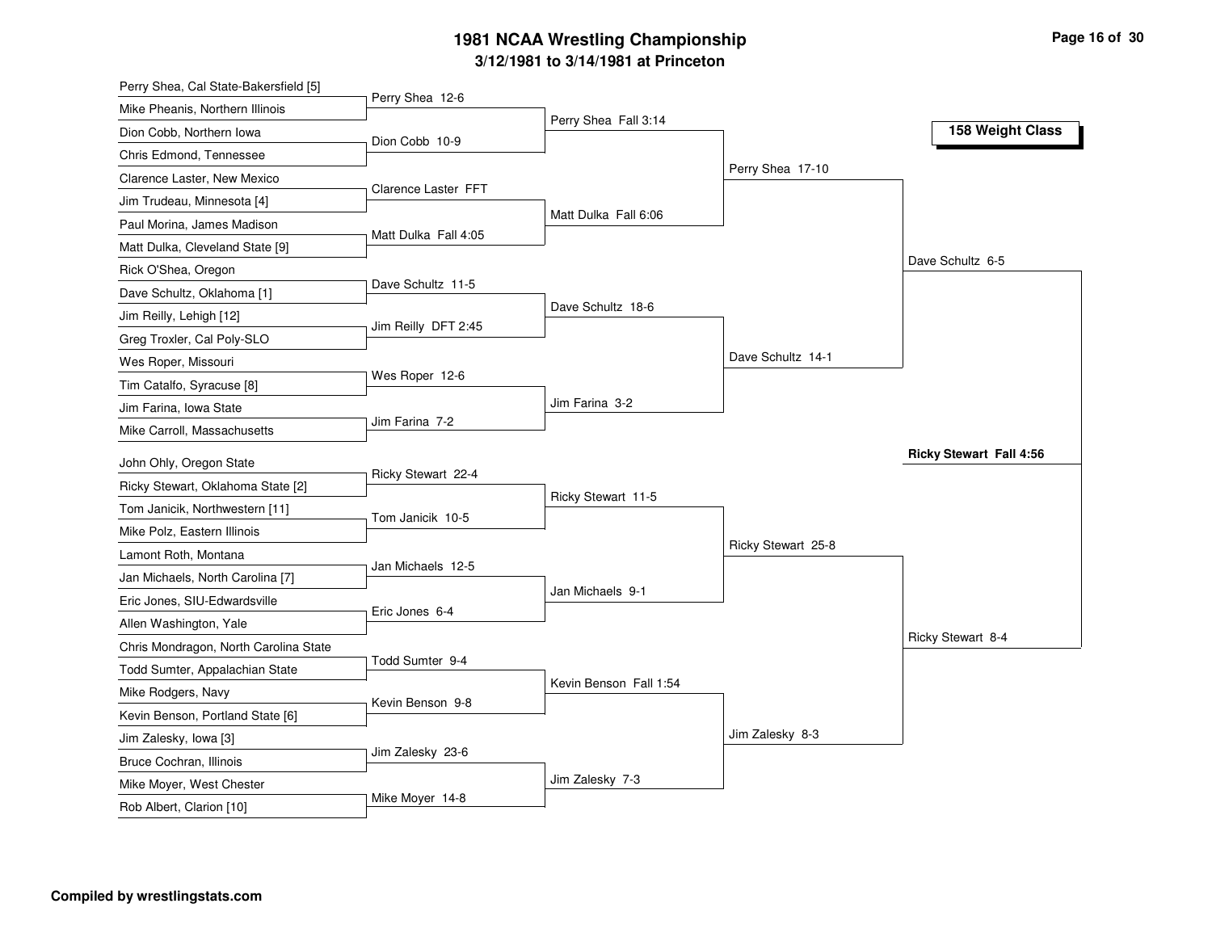# 1981 NCAA Wrestling Championship

## 3/12/1981 to 3/14/1981 at Princeton

### 158 Weight Class

**First Round**

- Perry Shea, Cal State-Bakersfield [5] vs. Mike Pheanis, Northern Illinois — Perry Shea 12-6
- Dion Cobb, Northern Iowa vs. Chris Edmond, Tennessee — Dion Cobb 10-9
- Clarence Laster, New Mexico vs. Jim Trudeau, Minnesota [4] — Clarence Laster FFT
- Paul Morina, James Madison vs. Matt Dulka, Cleveland State [9] — Matt Dulka Fall 4:05
- Rick O'Shea, Oregon vs. Dave Schultz, Oklahoma [1] — Dave Schultz 11-5
- Jim Reilly, Lehigh [12] vs. Greg Troxler, Cal Poly-SLO — Jim Reilly DFT 2:45
- Wes Roper, Missouri vs. Tim Catalfo, Syracuse [8] — Wes Roper 12-6
- Jim Farina, Iowa State vs. Mike Carroll, Massachusetts — Jim Farina 7-2
- John Ohly, Oregon State vs. Ricky Stewart, Oklahoma State [2] — Ricky Stewart 22-4
- Tom Janicik, Northwestern [11] vs. Mike Polz, Eastern Illinois — Tom Janicik 10-5
- Lamont Roth, Montana vs. Jan Michaels, North Carolina [7] — Jan Michaels 12-5
- Eric Jones, SIU-Edwardsville vs. Allen Washington, Yale — Eric Jones 6-4
- Chris Mondragon, North Carolina State vs. Todd Sumter, Appalachian State — Todd Sumter 9-4
- Mike Rodgers, Navy vs. Kevin Benson, Portland State [6] — Kevin Benson 9-8
- Jim Zalesky, Iowa [3] vs. Bruce Cochran, Illinois — Jim Zalesky 23-6
- Mike Moyer, West Chester vs. Rob Albert, Clarion [10] — Mike Moyer 14-8

**Second Round**

- Perry Shea Fall 3:14
- Matt Dulka Fall 6:06
- Dave Schultz 18-6
- Jim Farina 3-2
- Ricky Stewart 11-5
- Jan Michaels 9-1
- Kevin Benson Fall 1:54
- Jim Zalesky 7-3

**Quarterfinals**

- Perry Shea 17-10
- Dave Schultz 14-1
- Ricky Stewart 25-8
- Jim Zalesky 8-3

**Semifinals**

- Dave Schultz 6-5
- Ricky Stewart 8-4

**Final**

- **Ricky Stewart Fall 4:56**

Compiled by wrestlingstats.com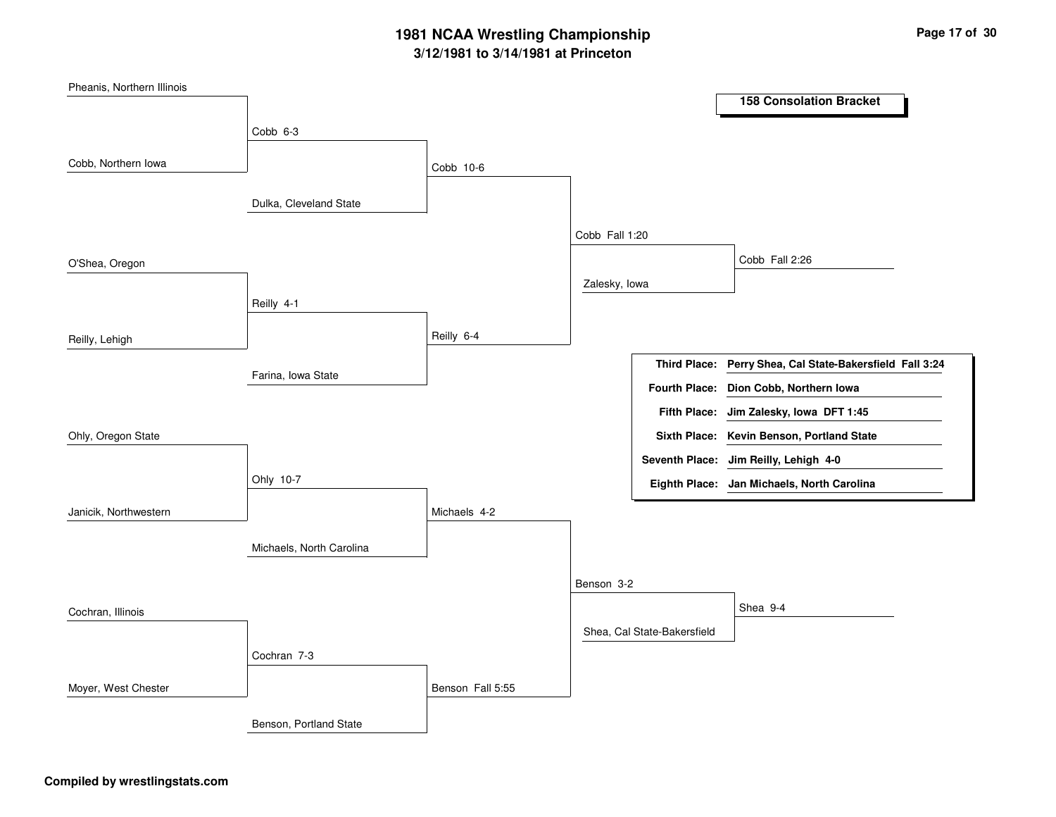# 1981 NCAA Wrestling Championship

## 3/12/1981 to 3/14/1981 at Princeton

### 158 Consolation Bracket

Pheanis, Northern Illinois

Cobb 6-3

Cobb, Northern Iowa

Cobb 10-6

Dulka, Cleveland State

Cobb Fall 1:20

O'Shea, Oregon

Cobb Fall 2:26

Zalesky, Iowa

Reilly 4-1

Reilly, Lehigh

Reilly 6-4

Farina, Iowa State

| | |
|---|---|
| **Third Place:** | **Perry Shea, Cal State-Bakersfield Fall 3:24** |
| **Fourth Place:** | **Dion Cobb, Northern Iowa** |
| **Fifth Place:** | **Jim Zalesky, Iowa DFT 1:45** |
| **Sixth Place:** | **Kevin Benson, Portland State** |
| **Seventh Place:** | **Jim Reilly, Lehigh 4-0** |
| **Eighth Place:** | **Jan Michaels, North Carolina** |

Ohly, Oregon State

Ohly 10-7

Janicik, Northwestern

Michaels 4-2

Michaels, North Carolina

Benson 3-2

Cochran, Illinois

Shea 9-4

Shea, Cal State-Bakersfield

Cochran 7-3

Moyer, West Chester

Benson Fall 5:55

Benson, Portland State

**Compiled by wrestlingstats.com**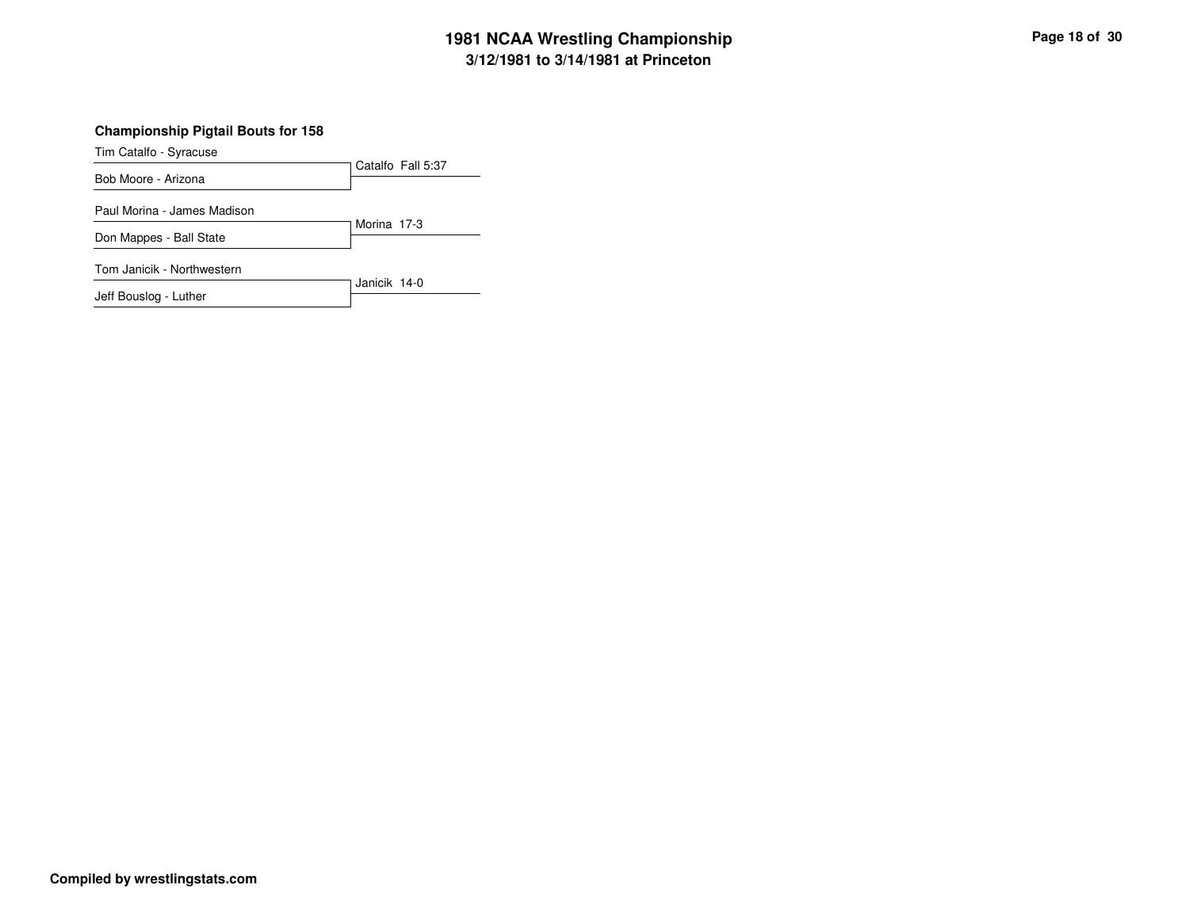# 1981 NCAA Wrestling Championship

## 3/12/1981 to 3/14/1981 at Princeton

### Championship Pigtail Bouts for 158

Tim Catalfo - Syracuse
Bob Moore - Arizona
Catalfo Fall 5:37

Paul Morina - James Madison
Don Mappes - Ball State
Morina 17-3

Tom Janicik - Northwestern
Jeff Bouslog - Luther
Janicik 14-0

**Compiled by wrestlingstats.com**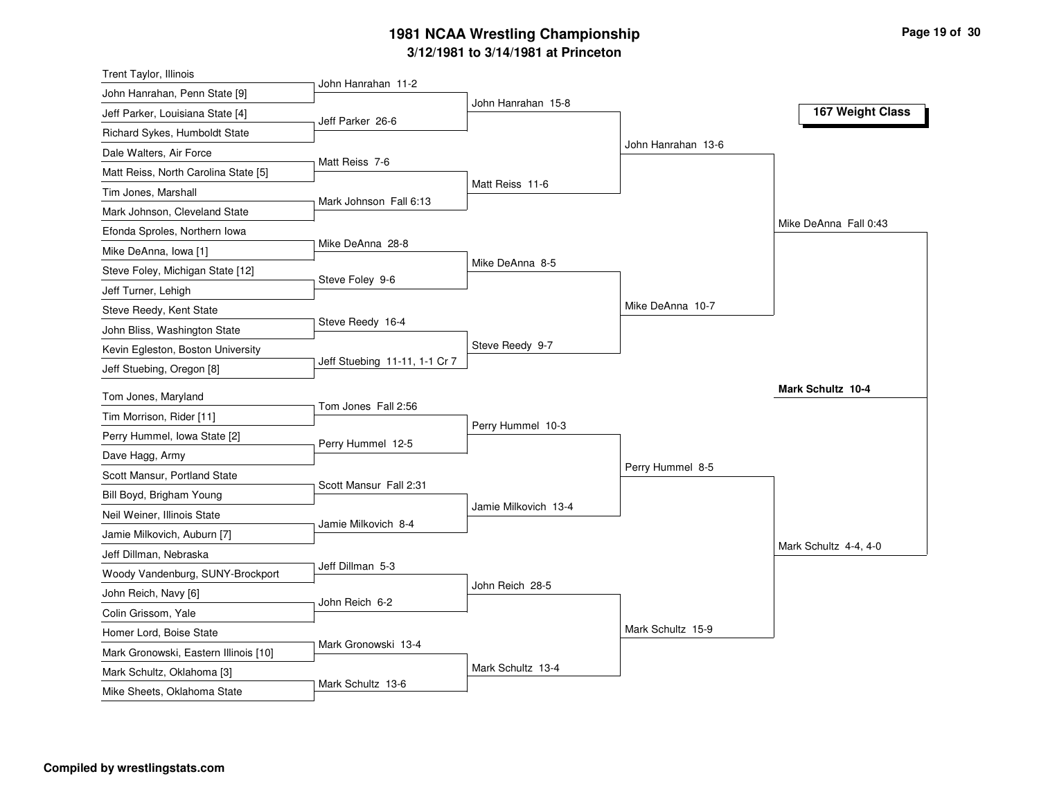# 1981 NCAA Wrestling Championship

**3/12/1981 to 3/14/1981 at Princeton**

**167 Weight Class**

Trent Taylor, Illinois
John Hanrahan, Penn State [9]
Jeff Parker, Louisiana State [4]
Richard Sykes, Humboldt State
Dale Walters, Air Force
Matt Reiss, North Carolina State [5]
Tim Jones, Marshall
Mark Johnson, Cleveland State
Efonda Sproles, Northern Iowa
Mike DeAnna, Iowa [1]
Steve Foley, Michigan State [12]
Jeff Turner, Lehigh
Steve Reedy, Kent State
John Bliss, Washington State
Kevin Egleston, Boston University
Jeff Stuebing, Oregon [8]
Tom Jones, Maryland
Tim Morrison, Rider [11]
Perry Hummel, Iowa State [2]
Dave Hagg, Army
Scott Mansur, Portland State
Bill Boyd, Brigham Young
Neil Weiner, Illinois State
Jamie Milkovich, Auburn [7]
Jeff Dillman, Nebraska
Woody Vandenburg, SUNY-Brockport
John Reich, Navy [6]
Colin Grissom, Yale
Homer Lord, Boise State
Mark Gronowski, Eastern Illinois [10]
Mark Schultz, Oklahoma [3]
Mike Sheets, Oklahoma State

John Hanrahan 11-2
Jeff Parker 26-6
Matt Reiss 7-6
Mark Johnson Fall 6:13
Mike DeAnna 28-8
Steve Foley 9-6
Steve Reedy 16-4
Jeff Stuebing 11-11, 1-1 Cr 7
Tom Jones Fall 2:56
Perry Hummel 12-5
Scott Mansur Fall 2:31
Jamie Milkovich 8-4
Jeff Dillman 5-3
John Reich 6-2
Mark Gronowski 13-4
Mark Schultz 13-6

John Hanrahan 15-8
Matt Reiss 11-6
Mike DeAnna 8-5
Steve Reedy 9-7
Perry Hummel 10-3
Jamie Milkovich 13-4
John Reich 28-5
Mark Schultz 13-4

John Hanrahan 13-6
Mike DeAnna 10-7
Perry Hummel 8-5
Mark Schultz 15-9

Mike DeAnna Fall 0:43
Mark Schultz 4-4, 4-0

**Mark Schultz 10-4**

**Compiled by wrestlingstats.com**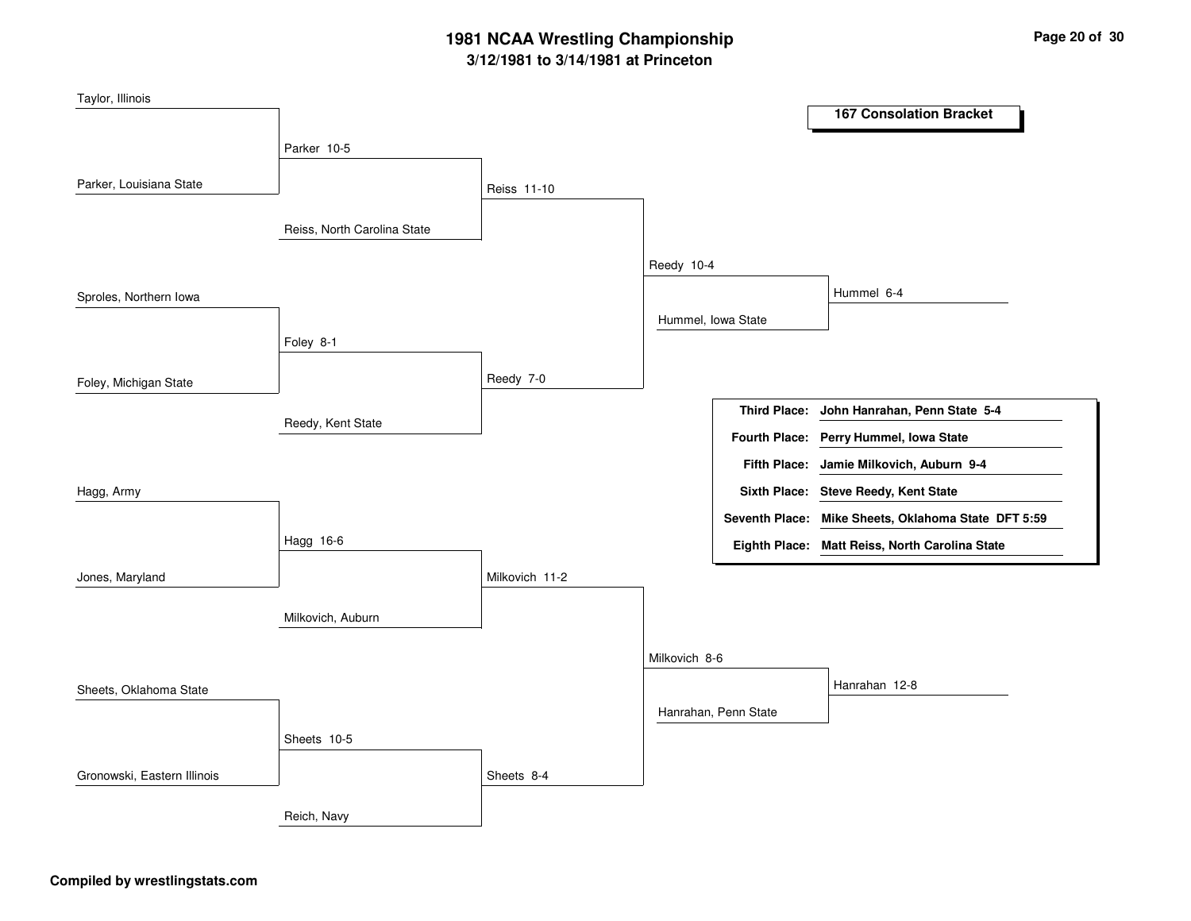# 1981 NCAA Wrestling Championship

## 3/12/1981 to 3/14/1981 at Princeton

### 167 Consolation Bracket

Taylor, Illinois

Parker, Louisiana State

Parker 10-5

Reiss, North Carolina State

Reiss 11-10

Sproles, Northern Iowa

Foley, Michigan State

Foley 8-1

Reedy, Kent State

Reedy 7-0

Reedy 10-4

Hummel, Iowa State

Hummel 6-4

Hagg, Army

Jones, Maryland

Hagg 16-6

Milkovich, Auburn

Milkovich 11-2

Sheets, Oklahoma State

Gronowski, Eastern Illinois

Sheets 10-5

Reich, Navy

Sheets 8-4

Milkovich 8-6

Hanrahan, Penn State

Hanrahan 12-8

| | |
|---|---|
| **Third Place:** | **John Hanrahan, Penn State 5-4** |
| **Fourth Place:** | **Perry Hummel, Iowa State** |
| **Fifth Place:** | **Jamie Milkovich, Auburn 9-4** |
| **Sixth Place:** | **Steve Reedy, Kent State** |
| **Seventh Place:** | **Mike Sheets, Oklahoma State DFT 5:59** |
| **Eighth Place:** | **Matt Reiss, North Carolina State** |

**Compiled by wrestlingstats.com**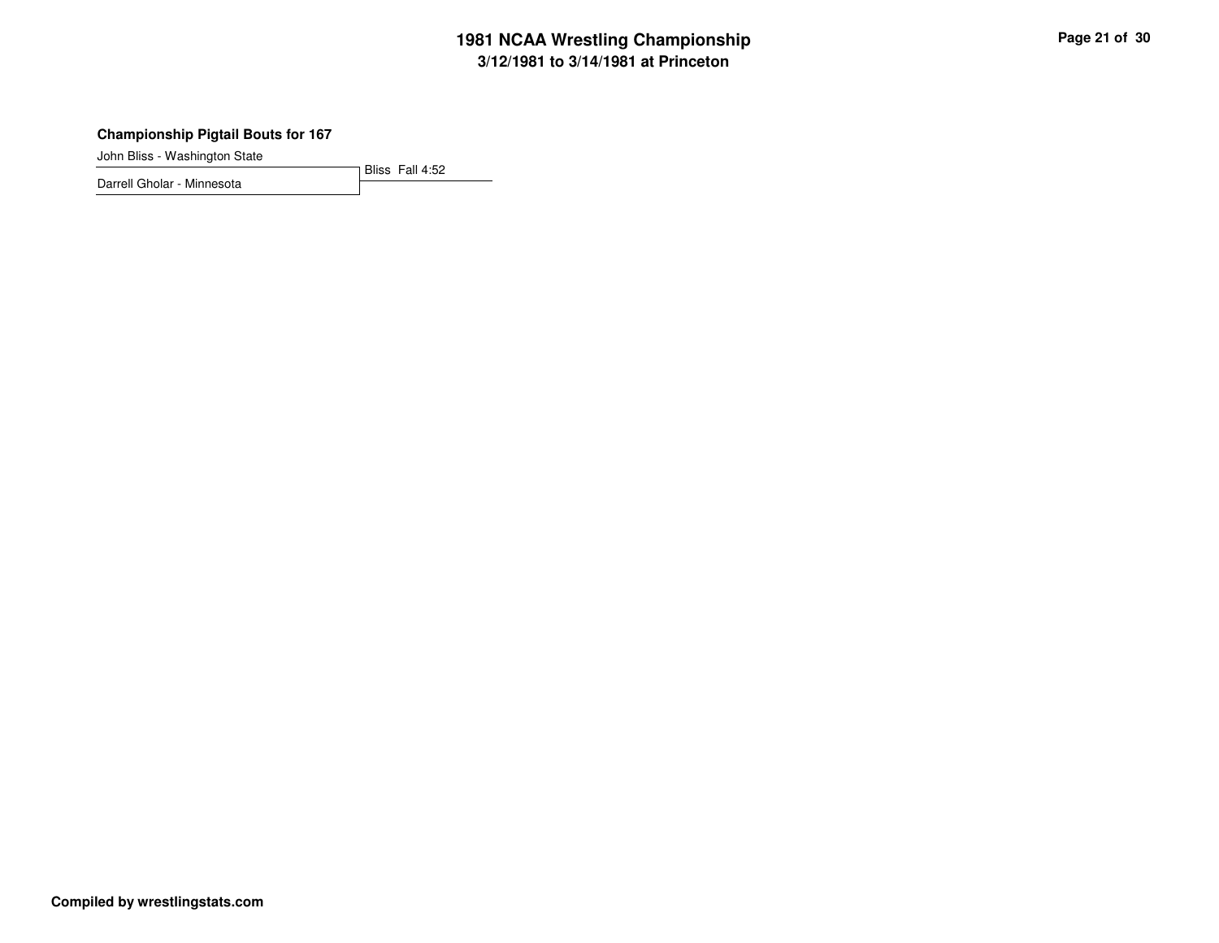### Championship Pigtail Bouts for 167

John Bliss - Washington State

Darrell Gholar - Minnesota

Bliss Fall 4:52

**Compiled by wrestlingstats.com**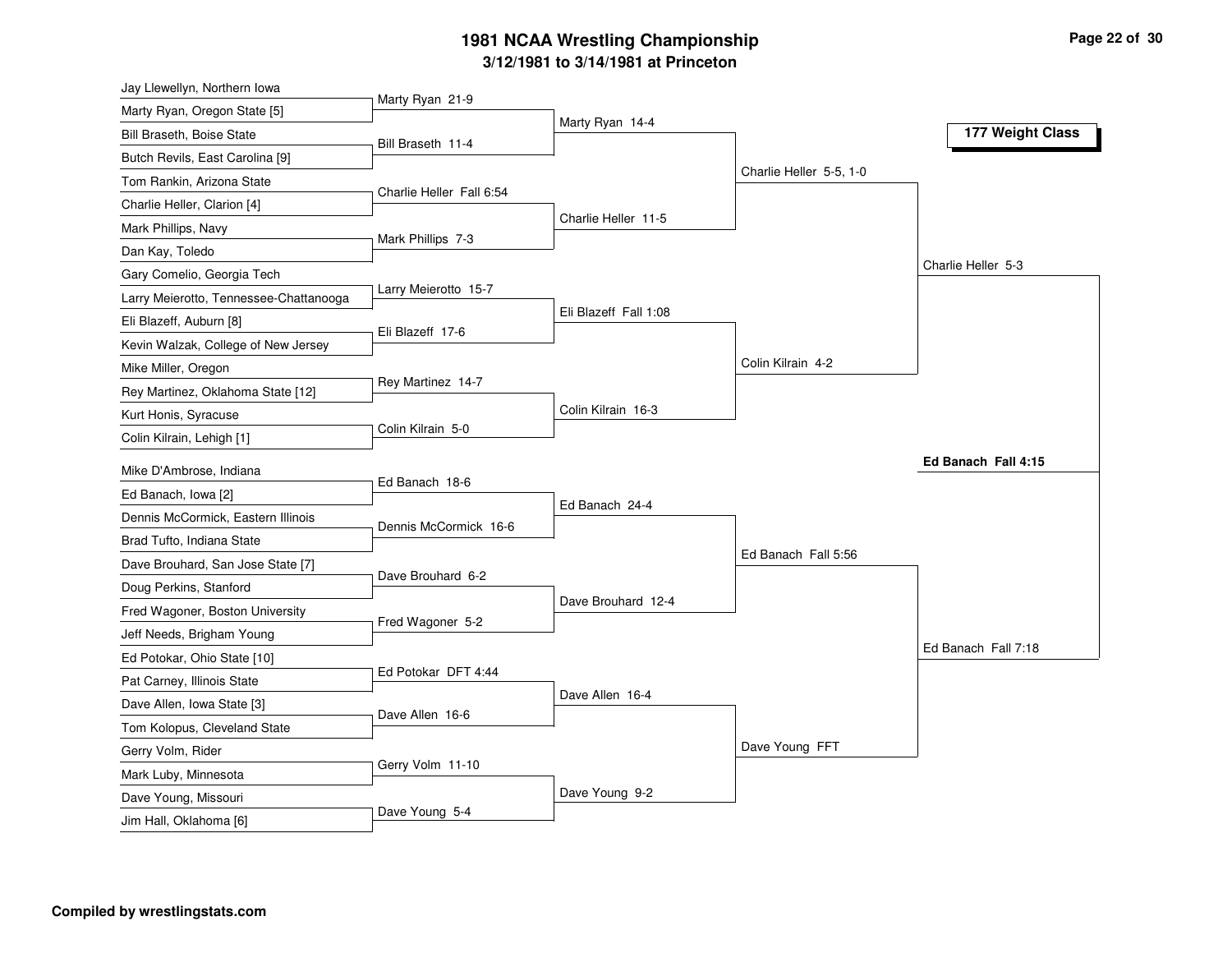# 1981 NCAA Wrestling Championship

## 3/12/1981 to 3/14/1981 at Princeton

### 177 Weight Class

**First Round**

- Jay Llewellyn, Northern Iowa
- Marty Ryan, Oregon State [5]
- Bill Braseth, Boise State
- Butch Revils, East Carolina [9]
- Tom Rankin, Arizona State
- Charlie Heller, Clarion [4]
- Mark Phillips, Navy
- Dan Kay, Toledo
- Gary Comelio, Georgia Tech
- Larry Meierotto, Tennessee-Chattanooga
- Eli Blazeff, Auburn [8]
- Kevin Walzak, College of New Jersey
- Mike Miller, Oregon
- Rey Martinez, Oklahoma State [12]
- Kurt Honis, Syracuse
- Colin Kilrain, Lehigh [1]
- Mike D'Ambrose, Indiana
- Ed Banach, Iowa [2]
- Dennis McCormick, Eastern Illinois
- Brad Tufto, Indiana State
- Dave Brouhard, San Jose State [7]
- Doug Perkins, Stanford
- Fred Wagoner, Boston University
- Jeff Needs, Brigham Young
- Ed Potokar, Ohio State [10]
- Pat Carney, Illinois State
- Dave Allen, Iowa State [3]
- Tom Kolopus, Cleveland State
- Gerry Volm, Rider
- Mark Luby, Minnesota
- Dave Young, Missouri
- Jim Hall, Oklahoma [6]

**Second Round**

- Marty Ryan 21-9
- Bill Braseth 11-4
- Charlie Heller Fall 6:54
- Mark Phillips 7-3
- Larry Meierotto 15-7
- Eli Blazeff 17-6
- Rey Martinez 14-7
- Colin Kilrain 5-0
- Ed Banach 18-6
- Dennis McCormick 16-6
- Dave Brouhard 6-2
- Fred Wagoner 5-2
- Ed Potokar DFT 4:44
- Dave Allen 16-6
- Gerry Volm 11-10
- Dave Young 5-4

**Quarterfinals**

- Marty Ryan 14-4
- Charlie Heller 11-5
- Eli Blazeff Fall 1:08
- Colin Kilrain 16-3
- Ed Banach 24-4
- Dave Brouhard 12-4
- Dave Allen 16-4
- Dave Young 9-2

**Semifinals**

- Charlie Heller 5-5, 1-0
- Colin Kilrain 4-2
- Ed Banach Fall 5:56
- Dave Young FFT

**Finals**

- Charlie Heller 5-3
- Ed Banach Fall 7:18

**Champion**

**Ed Banach Fall 4:15**

**Compiled by wrestlingstats.com**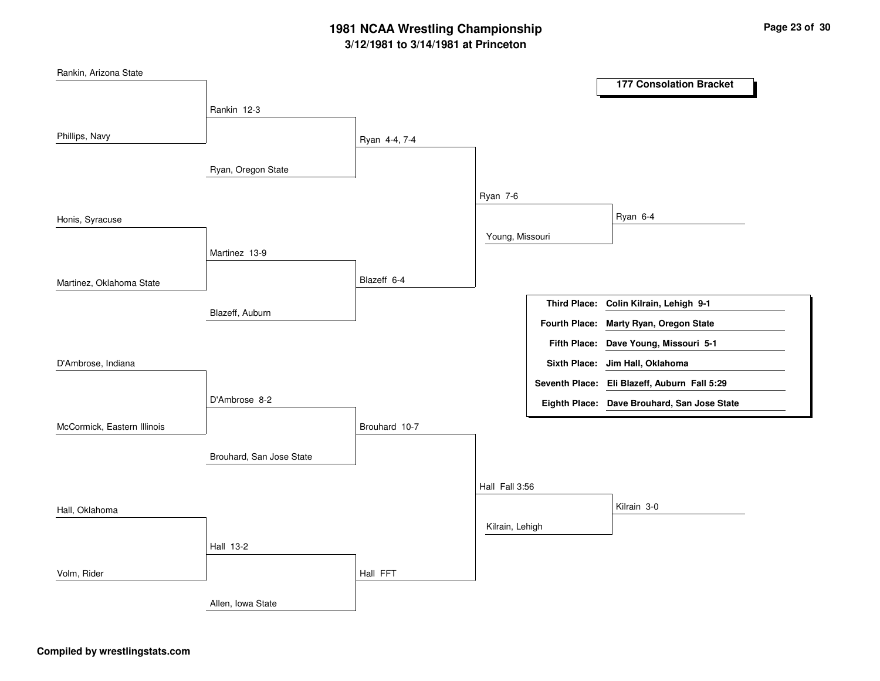# 1981 NCAA Wrestling Championship

## 3/12/1981 to 3/14/1981 at Princeton

### 177 Consolation Bracket

Rankin, Arizona State

Rankin 12-3

Phillips, Navy

Ryan 4-4, 7-4

Ryan, Oregon State

Ryan 7-6

Ryan 6-4

Honis, Syracuse

Young, Missouri

Martinez 13-9

Martinez, Oklahoma State

Blazeff 6-4

Blazeff, Auburn

D'Ambrose, Indiana

D'Ambrose 8-2

McCormick, Eastern Illinois

Brouhard 10-7

Brouhard, San Jose State

Hall Fall 3:56

Kilrain 3-0

Hall, Oklahoma

Kilrain, Lehigh

Hall 13-2

Volm, Rider

Hall FFT

Allen, Iowa State

| | |
|---|---|
| **Third Place:** | **Colin Kilrain, Lehigh 9-1** |
| **Fourth Place:** | **Marty Ryan, Oregon State** |
| **Fifth Place:** | **Dave Young, Missouri 5-1** |
| **Sixth Place:** | **Jim Hall, Oklahoma** |
| **Seventh Place:** | **Eli Blazeff, Auburn Fall 5:29** |
| **Eighth Place:** | **Dave Brouhard, San Jose State** |

**Compiled by wrestlingstats.com**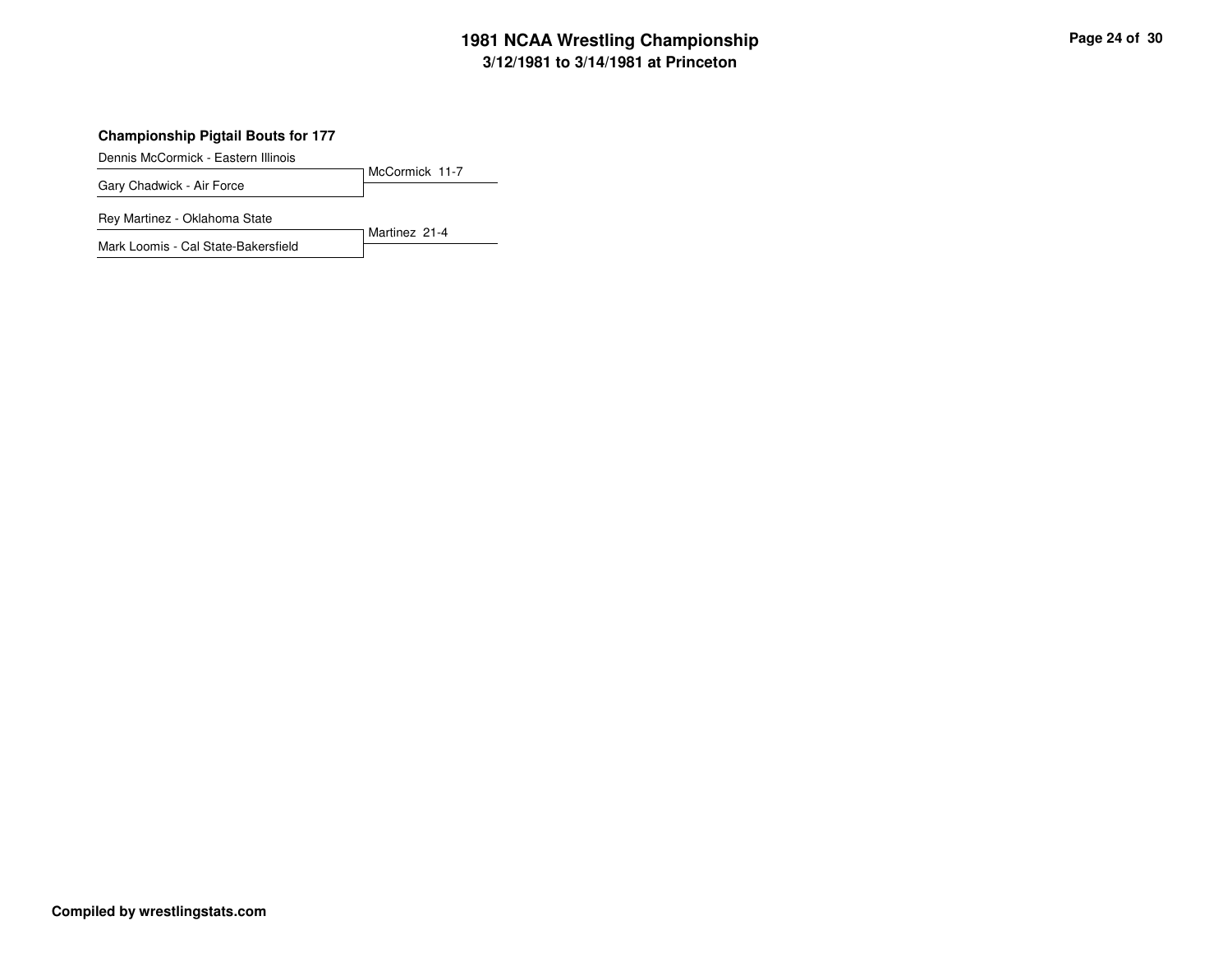### Championship Pigtail Bouts for 177

Dennis McCormick - Eastern Illinois
Gary Chadwick - Air Force
McCormick 11-7

Rey Martinez - Oklahoma State
Mark Loomis - Cal State-Bakersfield
Martinez 21-4

**Compiled by wrestlingstats.com**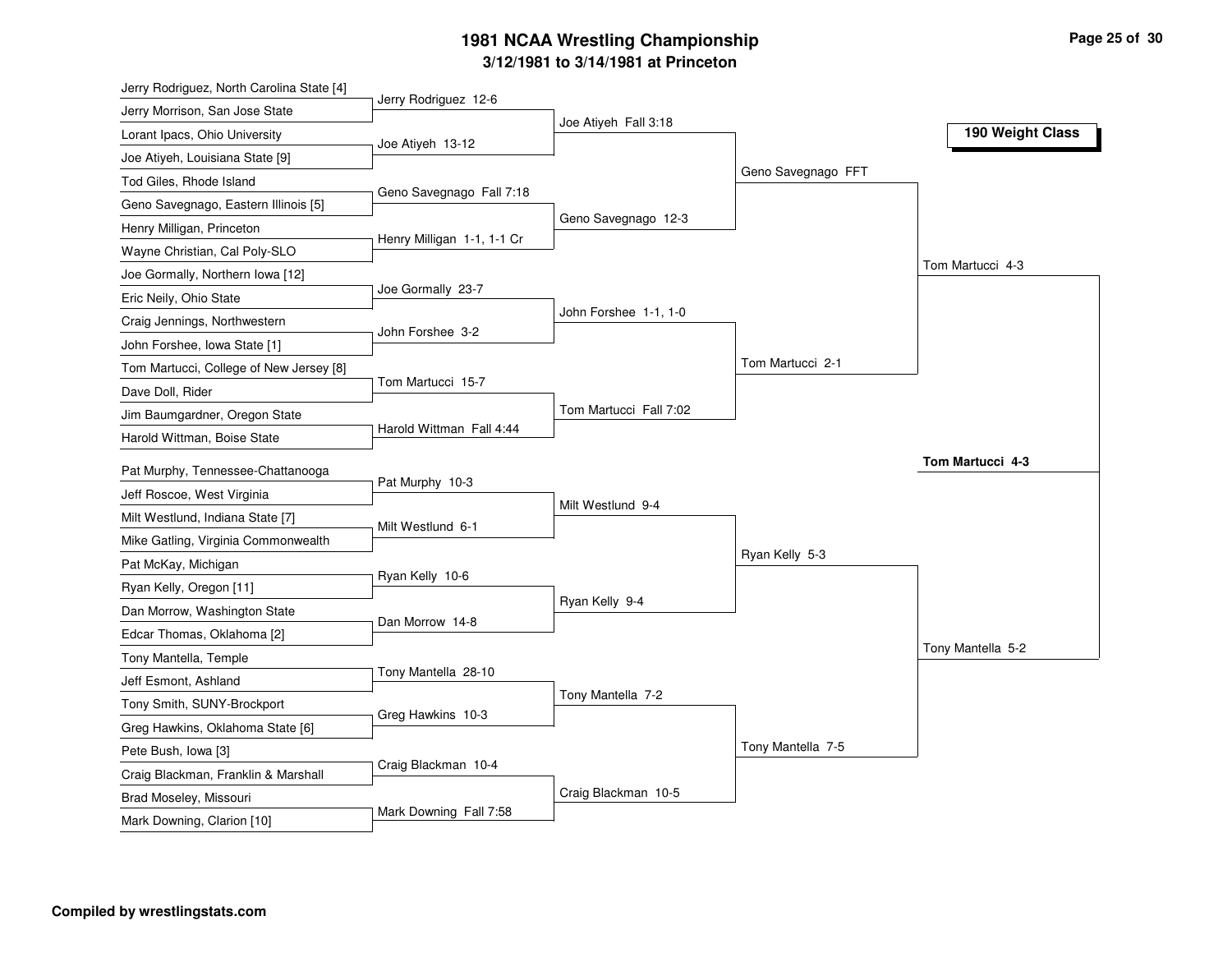# 1981 NCAA Wrestling Championship

## 3/12/1981 to 3/14/1981 at Princeton

### 190 Weight Class

**First Round**

- Jerry Rodriguez, North Carolina State [4] vs. Jerry Morrison, San Jose State — Jerry Rodriguez 12-6
- Lorant Ipacs, Ohio University vs. Joe Atiyeh, Louisiana State [9] — Joe Atiyeh 13-12
- Tod Giles, Rhode Island vs. Geno Savegnago, Eastern Illinois [5] — Geno Savegnago Fall 7:18
- Henry Milligan, Princeton vs. Wayne Christian, Cal Poly-SLO — Henry Milligan 1-1, 1-1 Cr
- Joe Gormally, Northern Iowa [12] vs. Eric Neily, Ohio State — Joe Gormally 23-7
- Craig Jennings, Northwestern vs. John Forshee, Iowa State [1] — John Forshee 3-2
- Tom Martucci, College of New Jersey [8] vs. Dave Doll, Rider — Tom Martucci 15-7
- Jim Baumgardner, Oregon State vs. Harold Wittman, Boise State — Harold Wittman Fall 4:44
- Pat Murphy, Tennessee-Chattanooga vs. Jeff Roscoe, West Virginia — Pat Murphy 10-3
- Milt Westlund, Indiana State [7] vs. Mike Gatling, Virginia Commonwealth — Milt Westlund 6-1
- Pat McKay, Michigan vs. Ryan Kelly, Oregon [11] — Ryan Kelly 10-6
- Dan Morrow, Washington State vs. Edcar Thomas, Oklahoma [2] — Dan Morrow 14-8
- Tony Mantella, Temple vs. Jeff Esmont, Ashland — Tony Mantella 28-10
- Tony Smith, SUNY-Brockport vs. Greg Hawkins, Oklahoma State [6] — Greg Hawkins 10-3
- Pete Bush, Iowa [3] vs. Craig Blackman, Franklin & Marshall — Craig Blackman 10-4
- Brad Moseley, Missouri vs. Mark Downing, Clarion [10] — Mark Downing Fall 7:58

**Second Round**

- Joe Atiyeh Fall 3:18
- Geno Savegnago 12-3
- John Forshee 1-1, 1-0
- Tom Martucci Fall 7:02
- Milt Westlund 9-4
- Ryan Kelly 9-4
- Tony Mantella 7-2
- Craig Blackman 10-5

**Quarterfinals**

- Geno Savegnago FFT
- Tom Martucci 2-1
- Ryan Kelly 5-3
- Tony Mantella 7-5

**Semifinals**

- Tom Martucci 4-3
- Tony Mantella 5-2

**Final**

- **Tom Martucci 4-3**

Compiled by wrestlingstats.com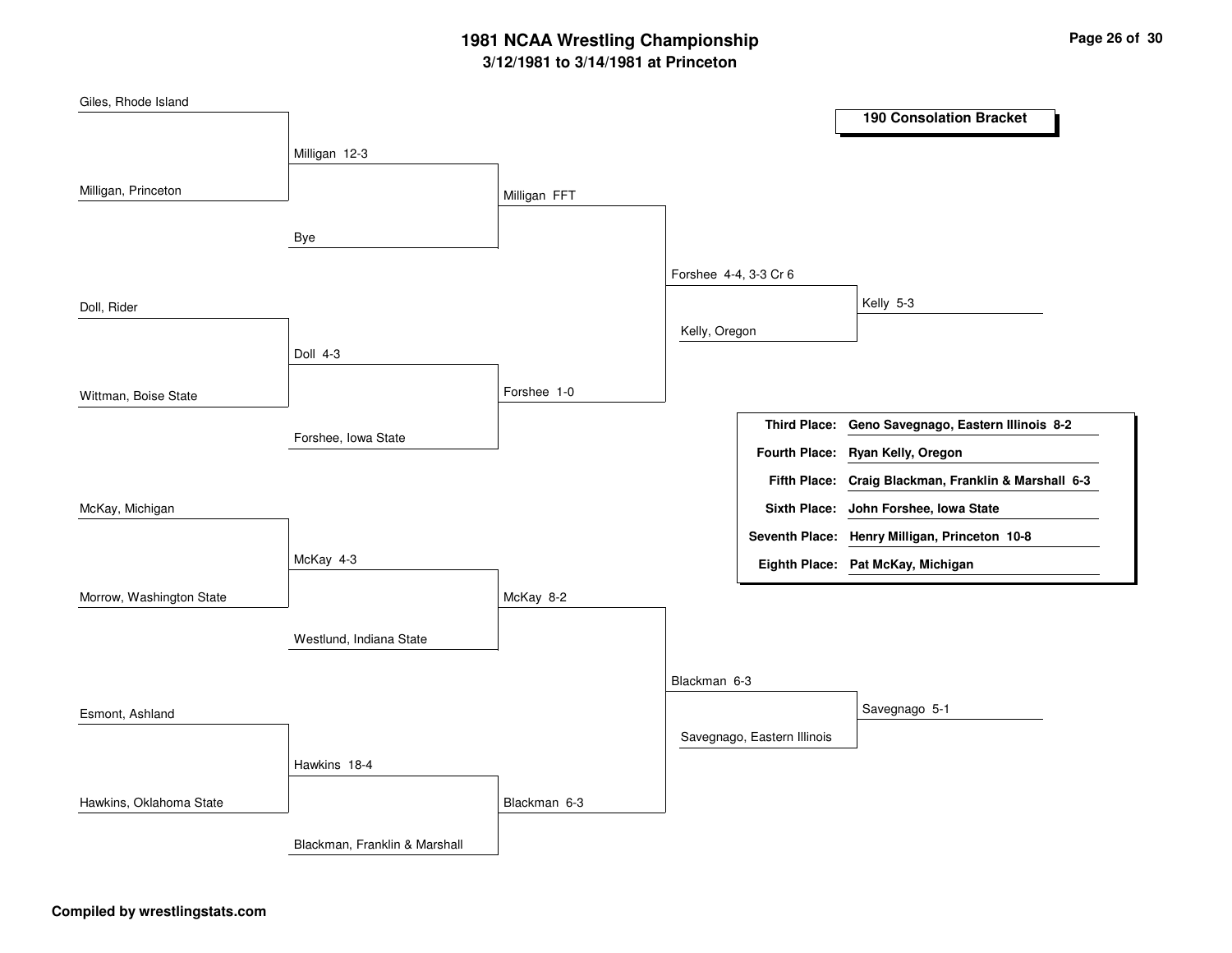# 1981 NCAA Wrestling Championship

## 3/12/1981 to 3/14/1981 at Princeton

### 190 Consolation Bracket

Giles, Rhode Island

Milligan, Princeton

Milligan 12-3

Bye

Milligan FFT

Doll, Rider

Wittman, Boise State

Doll 4-3

Forshee, Iowa State

Forshee 1-0

Forshee 4-4, 3-3 Cr 6

Kelly, Oregon

Kelly 5-3

McKay, Michigan

Morrow, Washington State

McKay 4-3

Westlund, Indiana State

McKay 8-2

Esmont, Ashland

Hawkins, Oklahoma State

Hawkins 18-4

Blackman, Franklin & Marshall

Blackman 6-3

Blackman 6-3

Savegnago, Eastern Illinois

Savegnago 5-1

| | |
|---|---|
| **Third Place:** | **Geno Savegnago, Eastern Illinois 8-2** |
| **Fourth Place:** | **Ryan Kelly, Oregon** |
| **Fifth Place:** | **Craig Blackman, Franklin & Marshall 6-3** |
| **Sixth Place:** | **John Forshee, Iowa State** |
| **Seventh Place:** | **Henry Milligan, Princeton 10-8** |
| **Eighth Place:** | **Pat McKay, Michigan** |

**Compiled by wrestlingstats.com**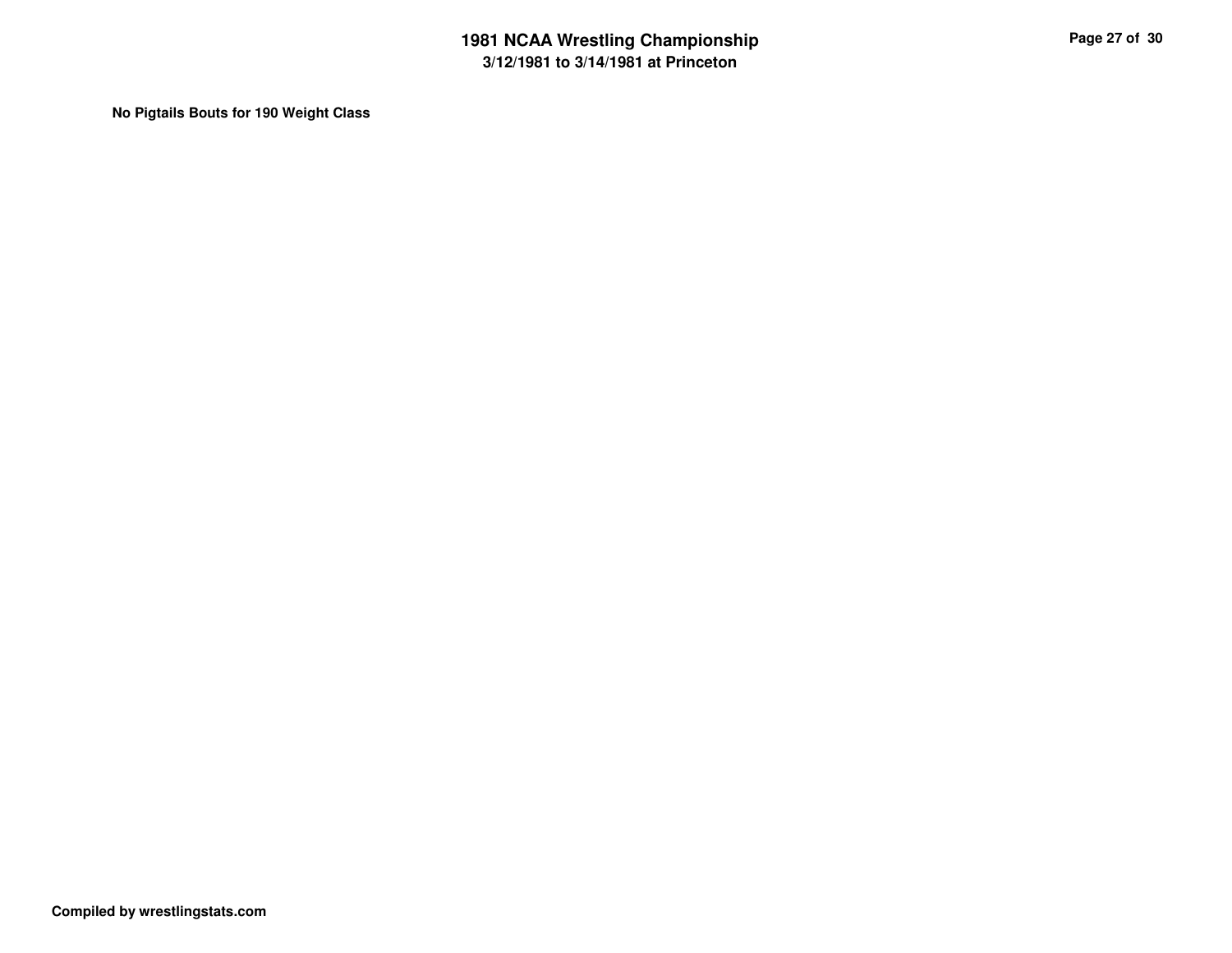**No Pigtails Bouts for 190 Weight Class**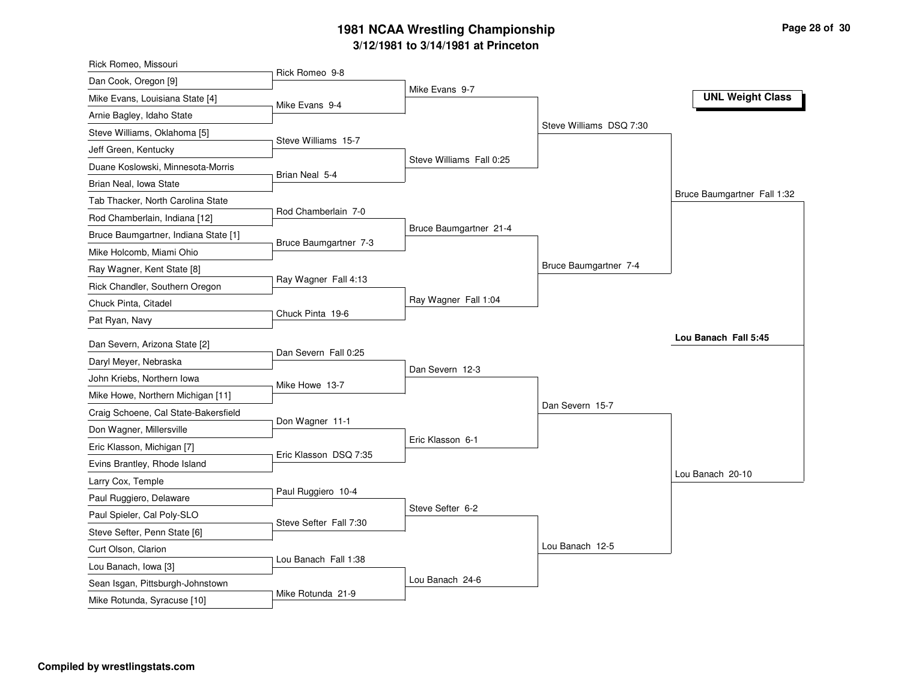# 1981 NCAA Wrestling Championship

## 3/12/1981 to 3/14/1981 at Princeton

**UNL Weight Class**

### First Round

- Rick Romeo, Missouri vs. Dan Cook, Oregon [9] — Rick Romeo 9-8
- Mike Evans, Louisiana State [4] vs. Arnie Bagley, Idaho State — Mike Evans 9-4
- Steve Williams, Oklahoma [5] vs. Jeff Green, Kentucky — Steve Williams 15-7
- Duane Koslowski, Minnesota-Morris vs. Brian Neal, Iowa State — Brian Neal 5-4
- Tab Thacker, North Carolina State vs. Rod Chamberlain, Indiana [12] — Rod Chamberlain 7-0
- Bruce Baumgartner, Indiana State [1] vs. Mike Holcomb, Miami Ohio — Bruce Baumgartner 7-3
- Ray Wagner, Kent State [8] vs. Rick Chandler, Southern Oregon — Ray Wagner Fall 4:13
- Chuck Pinta, Citadel vs. Pat Ryan, Navy — Chuck Pinta 19-6
- Dan Severn, Arizona State [2] vs. Daryl Meyer, Nebraska — Dan Severn Fall 0:25
- John Kriebs, Northern Iowa vs. Mike Howe, Northern Michigan [11] — Mike Howe 13-7
- Craig Schoene, Cal State-Bakersfield vs. Don Wagner, Millersville — Don Wagner 11-1
- Eric Klasson, Michigan [7] vs. Evins Brantley, Rhode Island — Eric Klasson DSQ 7:35
- Larry Cox, Temple vs. Paul Ruggiero, Delaware — Paul Ruggiero 10-4
- Paul Spieler, Cal Poly-SLO vs. Steve Sefter, Penn State [6] — Steve Sefter Fall 7:30
- Curt Olson, Clarion vs. Lou Banach, Iowa [3] — Lou Banach Fall 1:38
- Sean Isgan, Pittsburgh-Johnstown vs. Mike Rotunda, Syracuse [10] — Mike Rotunda 21-9

### Second Round

- Mike Evans 9-7
- Steve Williams Fall 0:25
- Bruce Baumgartner 21-4
- Ray Wagner Fall 1:04
- Dan Severn 12-3
- Eric Klasson 6-1
- Steve Sefter 6-2
- Lou Banach 24-6

### Quarterfinals

- Steve Williams DSQ 7:30
- Bruce Baumgartner 7-4
- Dan Severn 15-7
- Lou Banach 12-5

### Semifinals

- Bruce Baumgartner Fall 1:32
- Lou Banach 20-10

### Final

**Lou Banach Fall 5:45**

Compiled by wrestlingstats.com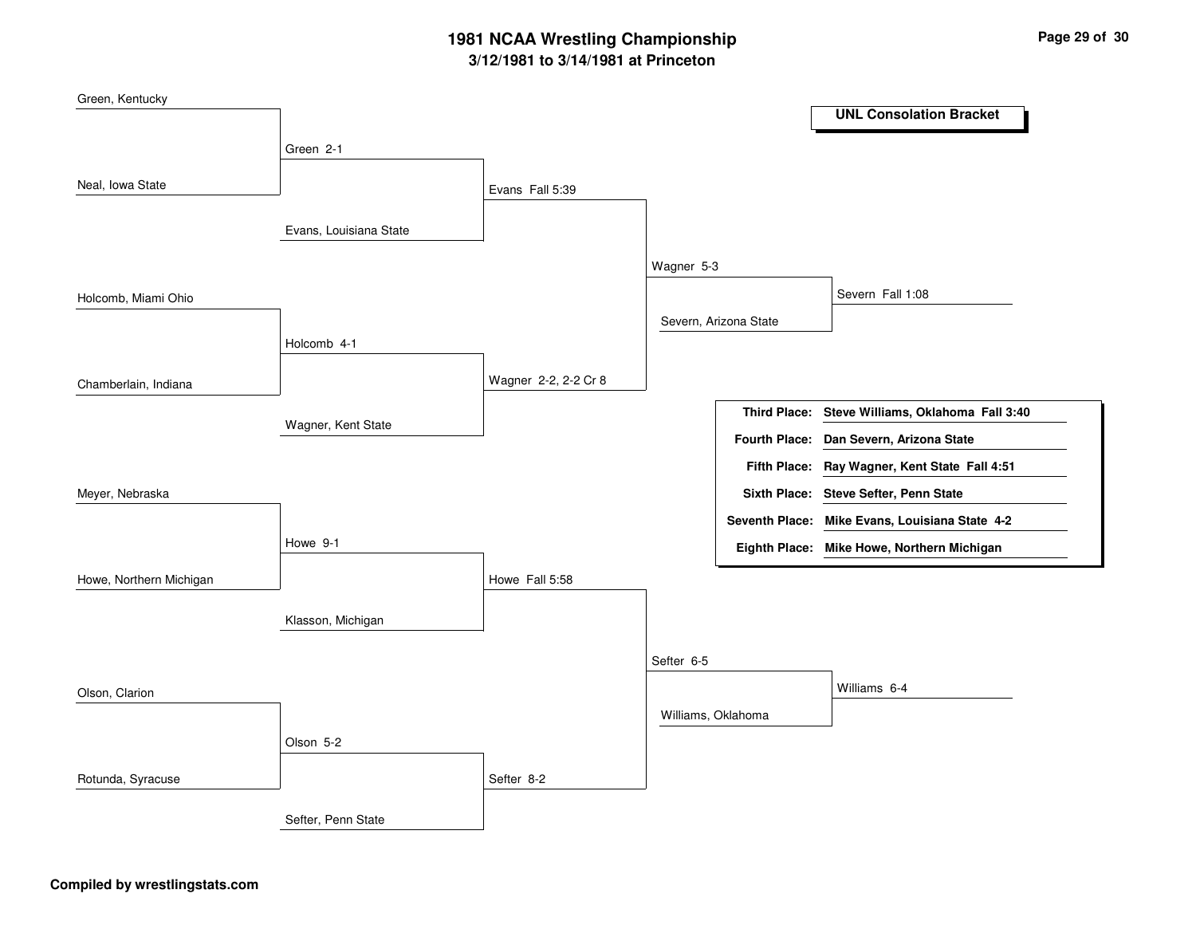# 1981 NCAA Wrestling Championship

## 3/12/1981 to 3/14/1981 at Princeton

**UNL Consolation Bracket**

Green, Kentucky

Neal, Iowa State

Green 2-1

Evans, Louisiana State

Evans Fall 5:39

Holcomb, Miami Ohio

Chamberlain, Indiana

Holcomb 4-1

Wagner, Kent State

Wagner 2-2, 2-2 Cr 8

Wagner 5-3

Severn, Arizona State

Severn Fall 1:08

Meyer, Nebraska

Howe, Northern Michigan

Howe 9-1

Klasson, Michigan

Howe Fall 5:58

Olson, Clarion

Rotunda, Syracuse

Olson 5-2

Sefter, Penn State

Sefter 8-2

Sefter 6-5

Williams, Oklahoma

Williams 6-4

| | |
|---|---|
| **Third Place:** | **Steve Williams, Oklahoma Fall 3:40** |
| **Fourth Place:** | **Dan Severn, Arizona State** |
| **Fifth Place:** | **Ray Wagner, Kent State Fall 4:51** |
| **Sixth Place:** | **Steve Sefter, Penn State** |
| **Seventh Place:** | **Mike Evans, Louisiana State 4-2** |
| **Eighth Place:** | **Mike Howe, Northern Michigan** |

**Compiled by wrestlingstats.com**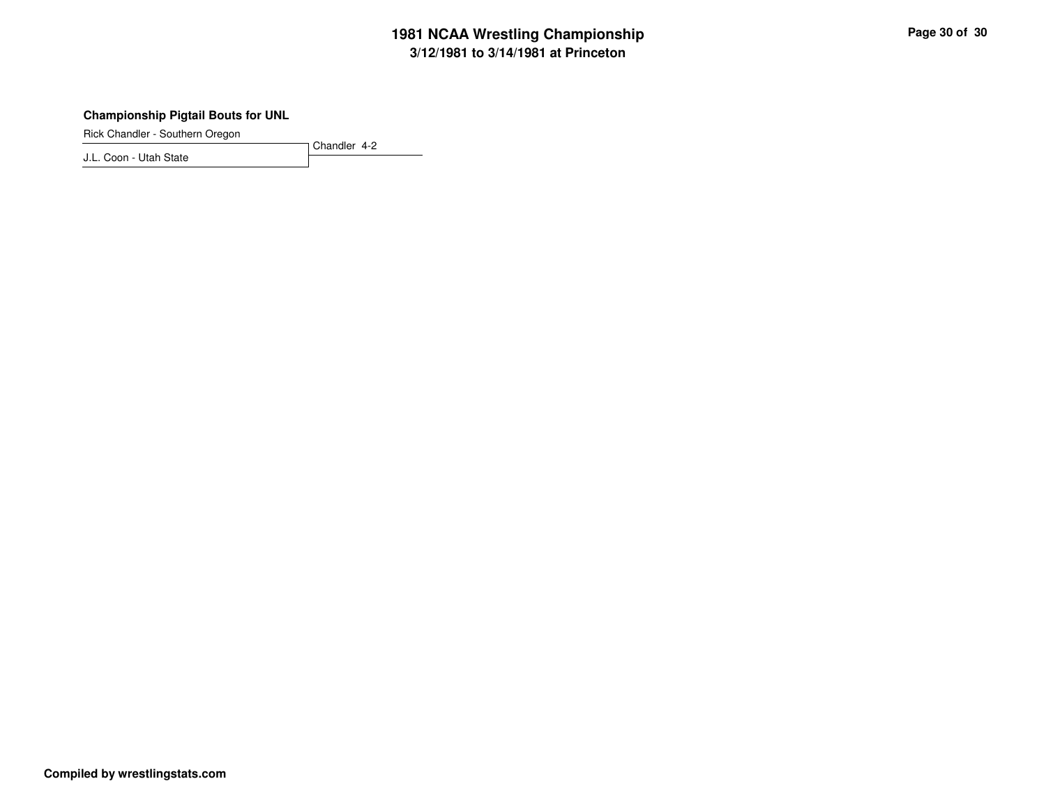**Championship Pigtail Bouts for UNL**

Rick Chandler - Southern Oregon

J.L. Coon - Utah State

Chandler 4-2

**Compiled by wrestlingstats.com**